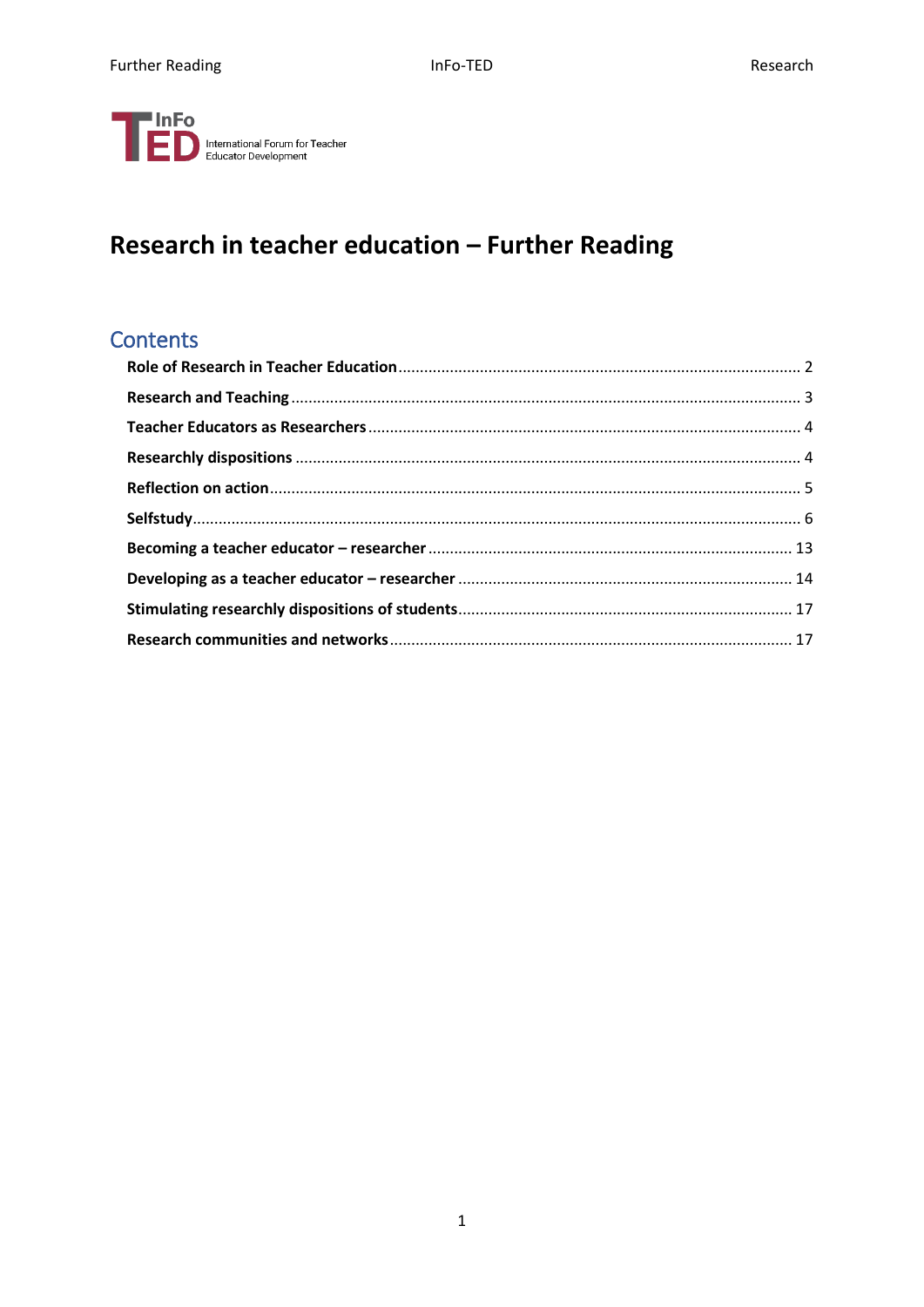InFo TED International Forum for Teacher Educator Development

# Research in teacher education – Further Reading

## Contents

- **Role of Research in Teacher Education** ........ 2
- **Research and Teaching** ........ 3
- **Teacher Educators as Researchers** ........ 4
- **Researchly dispositions** ........ 4
- **Reflection on action** ........ 5
- **Selfstudy** ........ 6
- **Becoming a teacher educator – researcher** ........ 13
- **Developing as a teacher educator – researcher** ........ 14
- **Stimulating researchly dispositions of students** ........ 17
- **Research communities and networks** ........ 17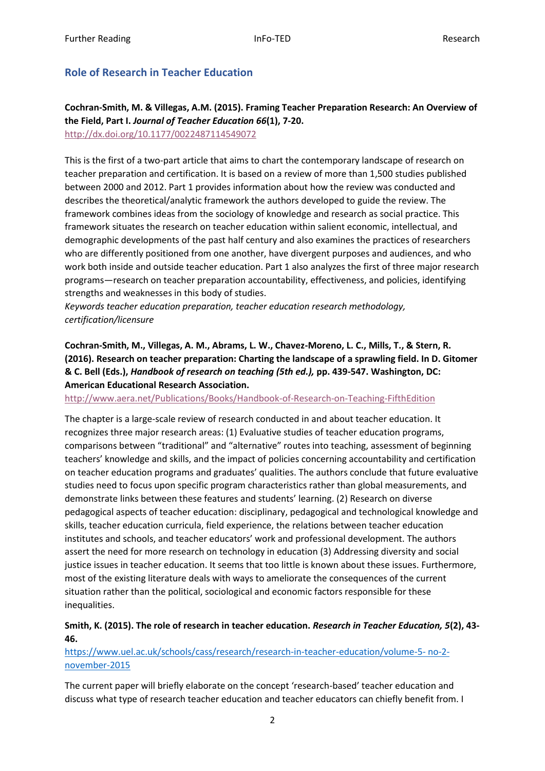## Role of Research in Teacher Education

**Cochran-Smith, M. & Villegas, A.M. (2015). Framing Teacher Preparation Research: An Overview of the Field, Part I. *Journal of Teacher Education 66*(1), 7-20.**
http://dx.doi.org/10.1177/0022487114549072

This is the first of a two-part article that aims to chart the contemporary landscape of research on teacher preparation and certification. It is based on a review of more than 1,500 studies published between 2000 and 2012. Part 1 provides information about how the review was conducted and describes the theoretical/analytic framework the authors developed to guide the review. The framework combines ideas from the sociology of knowledge and research as social practice. This framework situates the research on teacher education within salient economic, intellectual, and demographic developments of the past half century and also examines the practices of researchers who are differently positioned from one another, have divergent purposes and audiences, and who work both inside and outside teacher education. Part 1 also analyzes the first of three major research programs—research on teacher preparation accountability, effectiveness, and policies, identifying strengths and weaknesses in this body of studies.
*Keywords teacher education preparation, teacher education research methodology, certification/licensure*

**Cochran-Smith, M., Villegas, A. M., Abrams, L. W., Chavez-Moreno, L. C., Mills, T., & Stern, R. (2016). Research on teacher preparation: Charting the landscape of a sprawling field. In D. Gitomer & C. Bell (Eds.), *Handbook of research on teaching (5th ed.),* pp. 439-547. Washington, DC: American Educational Research Association.**
http://www.aera.net/Publications/Books/Handbook-of-Research-on-Teaching-FifthEdition

The chapter is a large-scale review of research conducted in and about teacher education. It recognizes three major research areas: (1) Evaluative studies of teacher education programs, comparisons between "traditional" and "alternative" routes into teaching, assessment of beginning teachers' knowledge and skills, and the impact of policies concerning accountability and certification on teacher education programs and graduates' qualities. The authors conclude that future evaluative studies need to focus upon specific program characteristics rather than global measurements, and demonstrate links between these features and students' learning. (2) Research on diverse pedagogical aspects of teacher education: disciplinary, pedagogical and technological knowledge and skills, teacher education curricula, field experience, the relations between teacher education institutes and schools, and teacher educators' work and professional development. The authors assert the need for more research on technology in education (3) Addressing diversity and social justice issues in teacher education. It seems that too little is known about these issues. Furthermore, most of the existing literature deals with ways to ameliorate the consequences of the current situation rather than the political, sociological and economic factors responsible for these inequalities.

**Smith, K. (2015). The role of research in teacher education. *Research in Teacher Education, 5*(2), 43-46.**
https://www.uel.ac.uk/schools/cass/research/research-in-teacher-education/volume-5- no-2-november-2015

The current paper will briefly elaborate on the concept 'research-based' teacher education and discuss what type of research teacher education and teacher educators can chiefly benefit from. I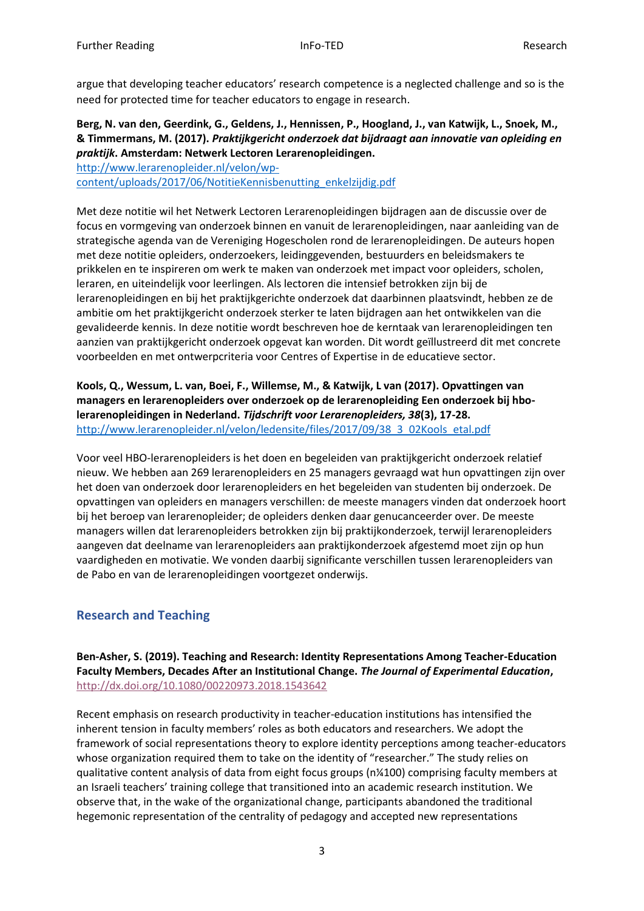argue that developing teacher educators' research competence is a neglected challenge and so is the need for protected time for teacher educators to engage in research.

**Berg, N. van den, Geerdink, G., Geldens, J., Hennissen, P., Hoogland, J., van Katwijk, L., Snoek, M., & Timmermans, M. (2017). *Praktijkgericht onderzoek dat bijdraagt aan innovatie van opleiding en praktijk*. Amsterdam: Netwerk Lectoren Lerarenopleidingen.**
http://www.lerarenopleider.nl/velon/wp-content/uploads/2017/06/NotitieKennisbenutting_enkelzijdig.pdf

Met deze notitie wil het Netwerk Lectoren Lerarenopleidingen bijdragen aan de discussie over de focus en vormgeving van onderzoek binnen en vanuit de lerarenopleidingen, naar aanleiding van de strategische agenda van de Vereniging Hogescholen rond de lerarenopleidingen. De auteurs hopen met deze notitie opleiders, onderzoekers, leidinggevenden, bestuurders en beleidsmakers te prikkelen en te inspireren om werk te maken van onderzoek met impact voor opleiders, scholen, leraren, en uiteindelijk voor leerlingen. Als lectoren die intensief betrokken zijn bij de lerarenopleidingen en bij het praktijkgerichte onderzoek dat daarbinnen plaatsvindt, hebben ze de ambitie om het praktijkgericht onderzoek sterker te laten bijdragen aan het ontwikkelen van die gevalideerde kennis. In deze notitie wordt beschreven hoe de kerntaak van lerarenopleidingen ten aanzien van praktijkgericht onderzoek opgevat kan worden. Dit wordt geïllustreerd dit met concrete voorbeelden en met ontwerpcriteria voor Centres of Expertise in de educatieve sector.

**Kools, Q., Wessum, L. van, Boei, F., Willemse, M., & Katwijk, L van (2017). Opvattingen van managers en lerarenopleiders over onderzoek op de lerarenopleiding Een onderzoek bij hbo-lerarenopleidingen in Nederland. *Tijdschrift voor Lerarenopleiders, 38*(3), 17-28.**
http://www.lerarenopleider.nl/velon/ledensite/files/2017/09/38_3_02Kools_etal.pdf

Voor veel HBO-lerarenopleiders is het doen en begeleiden van praktijkgericht onderzoek relatief nieuw. We hebben aan 269 lerarenopleiders en 25 managers gevraagd wat hun opvattingen zijn over het doen van onderzoek door lerarenopleiders en het begeleiden van studenten bij onderzoek. De opvattingen van opleiders en managers verschillen: de meeste managers vinden dat onderzoek hoort bij het beroep van lerarenopleider; de opleiders denken daar genuanceerder over. De meeste managers willen dat lerarenopleiders betrokken zijn bij praktijkonderzoek, terwijl lerarenopleiders aangeven dat deelname van lerarenopleiders aan praktijkonderzoek afgestemd moet zijn op hun vaardigheden en motivatie. We vonden daarbij significante verschillen tussen lerarenopleiders van de Pabo en van de lerarenopleidingen voortgezet onderwijs.

## Research and Teaching

**Ben-Asher, S. (2019). Teaching and Research: Identity Representations Among Teacher-Education Faculty Members, Decades After an Institutional Change. *The Journal of Experimental Education*,**
http://dx.doi.org/10.1080/00220973.2018.1543642

Recent emphasis on research productivity in teacher-education institutions has intensified the inherent tension in faculty members' roles as both educators and researchers. We adopt the framework of social representations theory to explore identity perceptions among teacher-educators whose organization required them to take on the identity of "researcher." The study relies on qualitative content analysis of data from eight focus groups (n¼100) comprising faculty members at an Israeli teachers' training college that transitioned into an academic research institution. We observe that, in the wake of the organizational change, participants abandoned the traditional hegemonic representation of the centrality of pedagogy and accepted new representations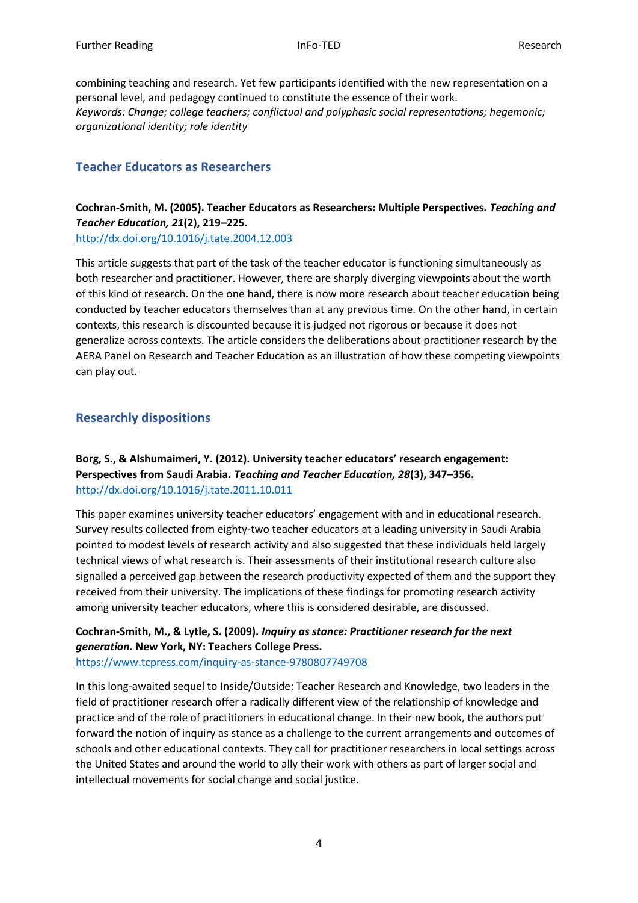combining teaching and research. Yet few participants identified with the new representation on a personal level, and pedagogy continued to constitute the essence of their work.
*Keywords: Change; college teachers; conflictual and polyphasic social representations; hegemonic; organizational identity; role identity*

## Teacher Educators as Researchers

**Cochran-Smith, M. (2005). Teacher Educators as Researchers: Multiple Perspectives. *Teaching and Teacher Education, 21*(2), 219–225.**
http://dx.doi.org/10.1016/j.tate.2004.12.003

This article suggests that part of the task of the teacher educator is functioning simultaneously as both researcher and practitioner. However, there are sharply diverging viewpoints about the worth of this kind of research. On the one hand, there is now more research about teacher education being conducted by teacher educators themselves than at any previous time. On the other hand, in certain contexts, this research is discounted because it is judged not rigorous or because it does not generalize across contexts. The article considers the deliberations about practitioner research by the AERA Panel on Research and Teacher Education as an illustration of how these competing viewpoints can play out.

## Researchly dispositions

**Borg, S., & Alshumaimeri, Y. (2012). University teacher educators' research engagement: Perspectives from Saudi Arabia. *Teaching and Teacher Education, 28*(3), 347–356.**
http://dx.doi.org/10.1016/j.tate.2011.10.011

This paper examines university teacher educators' engagement with and in educational research. Survey results collected from eighty-two teacher educators at a leading university in Saudi Arabia pointed to modest levels of research activity and also suggested that these individuals held largely technical views of what research is. Their assessments of their institutional research culture also signalled a perceived gap between the research productivity expected of them and the support they received from their university. The implications of these findings for promoting research activity among university teacher educators, where this is considered desirable, are discussed.

**Cochran-Smith, M., & Lytle, S. (2009). *Inquiry as stance: Practitioner research for the next generation.* New York, NY: Teachers College Press.**
https://www.tcpress.com/inquiry-as-stance-9780807749708

In this long-awaited sequel to Inside/Outside: Teacher Research and Knowledge, two leaders in the field of practitioner research offer a radically different view of the relationship of knowledge and practice and of the role of practitioners in educational change. In their new book, the authors put forward the notion of inquiry as stance as a challenge to the current arrangements and outcomes of schools and other educational contexts. They call for practitioner researchers in local settings across the United States and around the world to ally their work with others as part of larger social and intellectual movements for social change and social justice.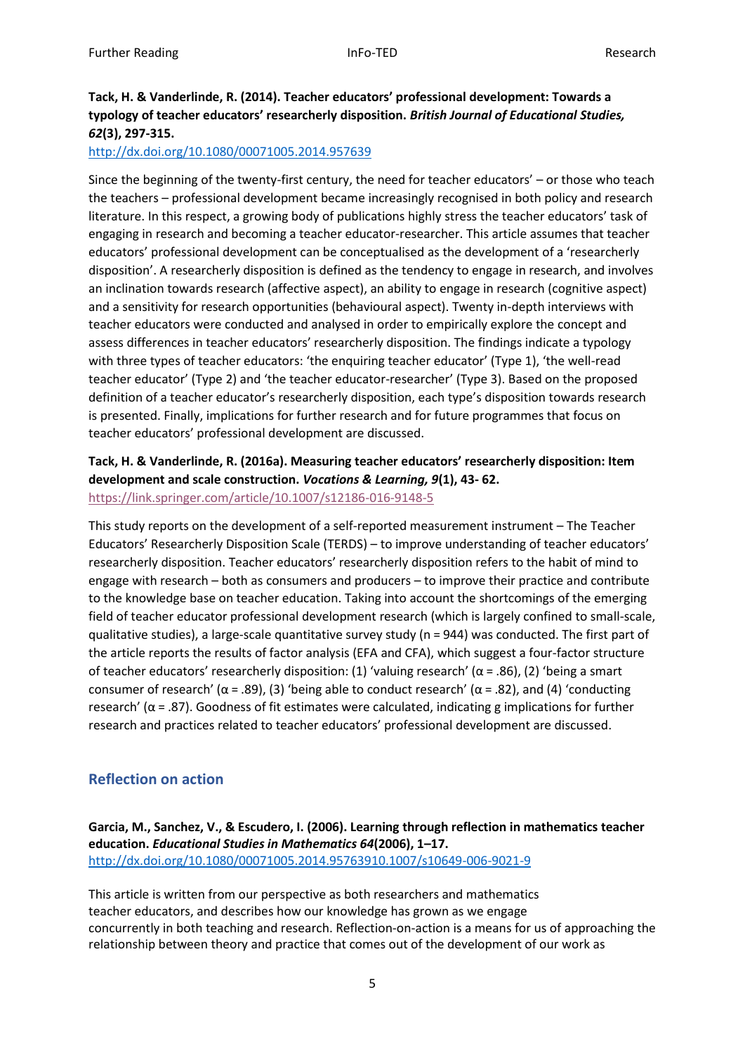**Tack, H. & Vanderlinde, R. (2014). Teacher educators' professional development: Towards a typology of teacher educators' researcherly disposition. *British Journal of Educational Studies, 62*(3), 297-315.**
http://dx.doi.org/10.1080/00071005.2014.957639

Since the beginning of the twenty-first century, the need for teacher educators' – or those who teach the teachers – professional development became increasingly recognised in both policy and research literature. In this respect, a growing body of publications highly stress the teacher educators' task of engaging in research and becoming a teacher educator-researcher. This article assumes that teacher educators' professional development can be conceptualised as the development of a 'researcherly disposition'. A researcherly disposition is defined as the tendency to engage in research, and involves an inclination towards research (affective aspect), an ability to engage in research (cognitive aspect) and a sensitivity for research opportunities (behavioural aspect). Twenty in-depth interviews with teacher educators were conducted and analysed in order to empirically explore the concept and assess differences in teacher educators' researcherly disposition. The findings indicate a typology with three types of teacher educators: 'the enquiring teacher educator' (Type 1), 'the well-read teacher educator' (Type 2) and 'the teacher educator-researcher' (Type 3). Based on the proposed definition of a teacher educator's researcherly disposition, each type's disposition towards research is presented. Finally, implications for further research and for future programmes that focus on teacher educators' professional development are discussed.

**Tack, H. & Vanderlinde, R. (2016a). Measuring teacher educators' researcherly disposition: Item development and scale construction. *Vocations & Learning, 9*(1), 43- 62.**
https://link.springer.com/article/10.1007/s12186-016-9148-5

This study reports on the development of a self-reported measurement instrument – The Teacher Educators' Researcherly Disposition Scale (TERDS) – to improve understanding of teacher educators' researcherly disposition. Teacher educators' researcherly disposition refers to the habit of mind to engage with research – both as consumers and producers – to improve their practice and contribute to the knowledge base on teacher education. Taking into account the shortcomings of the emerging field of teacher educator professional development research (which is largely confined to small-scale, qualitative studies), a large-scale quantitative survey study (n = 944) was conducted. The first part of the article reports the results of factor analysis (EFA and CFA), which suggest a four-factor structure of teacher educators' researcherly disposition: (1) 'valuing research' (α = .86), (2) 'being a smart consumer of research' (α = .89), (3) 'being able to conduct research' (α = .82), and (4) 'conducting research' (α = .87). Goodness of fit estimates were calculated, indicating g implications for further research and practices related to teacher educators' professional development are discussed.

## Reflection on action

**Garcia, M., Sanchez, V., & Escudero, I. (2006). Learning through reflection in mathematics teacher education. *Educational Studies in Mathematics 64*(2006), 1–17.**
http://dx.doi.org/10.1080/00071005.2014.95763910.1007/s10649-006-9021-9

This article is written from our perspective as both researchers and mathematics teacher educators, and describes how our knowledge has grown as we engage concurrently in both teaching and research. Reflection-on-action is a means for us of approaching the relationship between theory and practice that comes out of the development of our work as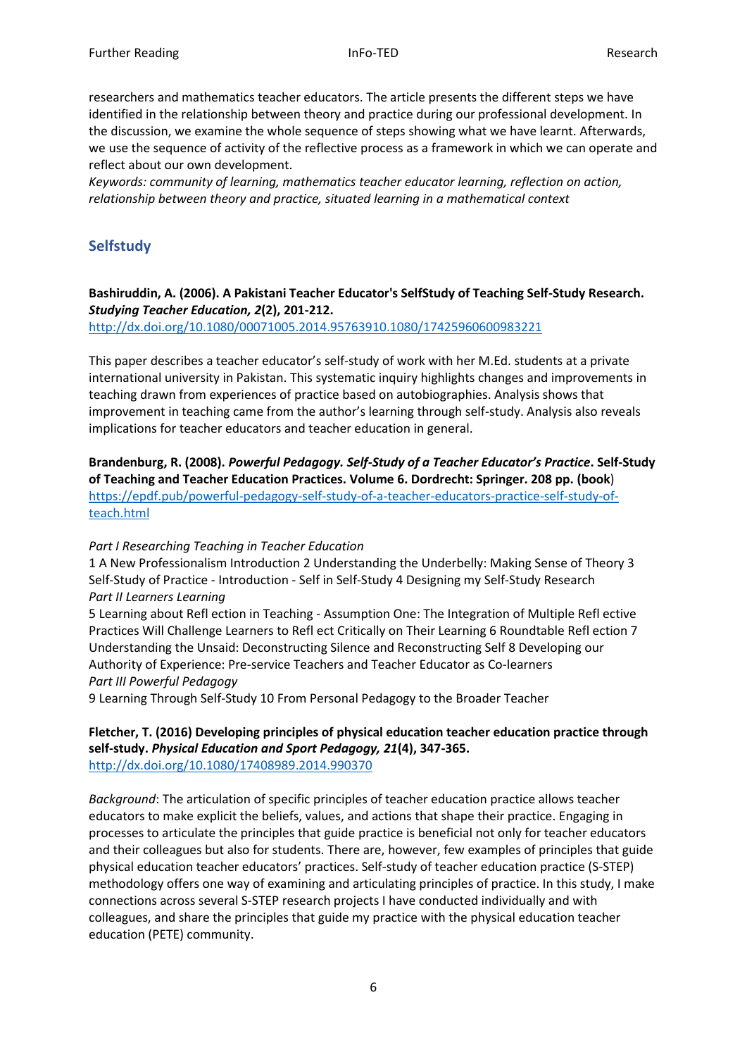researchers and mathematics teacher educators. The article presents the different steps we have identified in the relationship between theory and practice during our professional development. In the discussion, we examine the whole sequence of steps showing what we have learnt. Afterwards, we use the sequence of activity of the reflective process as a framework in which we can operate and reflect about our own development.
*Keywords: community of learning, mathematics teacher educator learning, reflection on action, relationship between theory and practice, situated learning in a mathematical context*

## Selfstudy

**Bashiruddin, A. (2006). A Pakistani Teacher Educator's SelfStudy of Teaching Self-Study Research. *Studying Teacher Education, 2*(2), 201-212.**
http://dx.doi.org/10.1080/00071005.2014.95763910.1080/17425960600983221

This paper describes a teacher educator's self-study of work with her M.Ed. students at a private international university in Pakistan. This systematic inquiry highlights changes and improvements in teaching drawn from experiences of practice based on autobiographies. Analysis shows that improvement in teaching came from the author's learning through self-study. Analysis also reveals implications for teacher educators and teacher education in general.

**Brandenburg, R. (2008). *Powerful Pedagogy. Self-Study of a Teacher Educator's Practice*. Self-Study of Teaching and Teacher Education Practices. Volume 6. Dordrecht: Springer. 208 pp. (book**)
https://epdf.pub/powerful-pedagogy-self-study-of-a-teacher-educators-practice-self-study-of-teach.html

*Part I Researching Teaching in Teacher Education*
1 A New Professionalism Introduction 2 Understanding the Underbelly: Making Sense of Theory 3 Self-Study of Practice - Introduction - Self in Self-Study 4 Designing my Self-Study Research
*Part II Learners Learning*
5 Learning about Refl ection in Teaching - Assumption One: The Integration of Multiple Refl ective Practices Will Challenge Learners to Refl ect Critically on Their Learning 6 Roundtable Refl ection 7 Understanding the Unsaid: Deconstructing Silence and Reconstructing Self 8 Developing our Authority of Experience: Pre-service Teachers and Teacher Educator as Co-learners
*Part III Powerful Pedagogy*
9 Learning Through Self-Study 10 From Personal Pedagogy to the Broader Teacher

**Fletcher, T. (2016) Developing principles of physical education teacher education practice through self-study. *Physical Education and Sport Pedagogy, 21*(4), 347-365.**
http://dx.doi.org/10.1080/17408989.2014.990370

*Background*: The articulation of specific principles of teacher education practice allows teacher educators to make explicit the beliefs, values, and actions that shape their practice. Engaging in processes to articulate the principles that guide practice is beneficial not only for teacher educators and their colleagues but also for students. There are, however, few examples of principles that guide physical education teacher educators' practices. Self-study of teacher education practice (S-STEP) methodology offers one way of examining and articulating principles of practice. In this study, I make connections across several S-STEP research projects I have conducted individually and with colleagues, and share the principles that guide my practice with the physical education teacher education (PETE) community.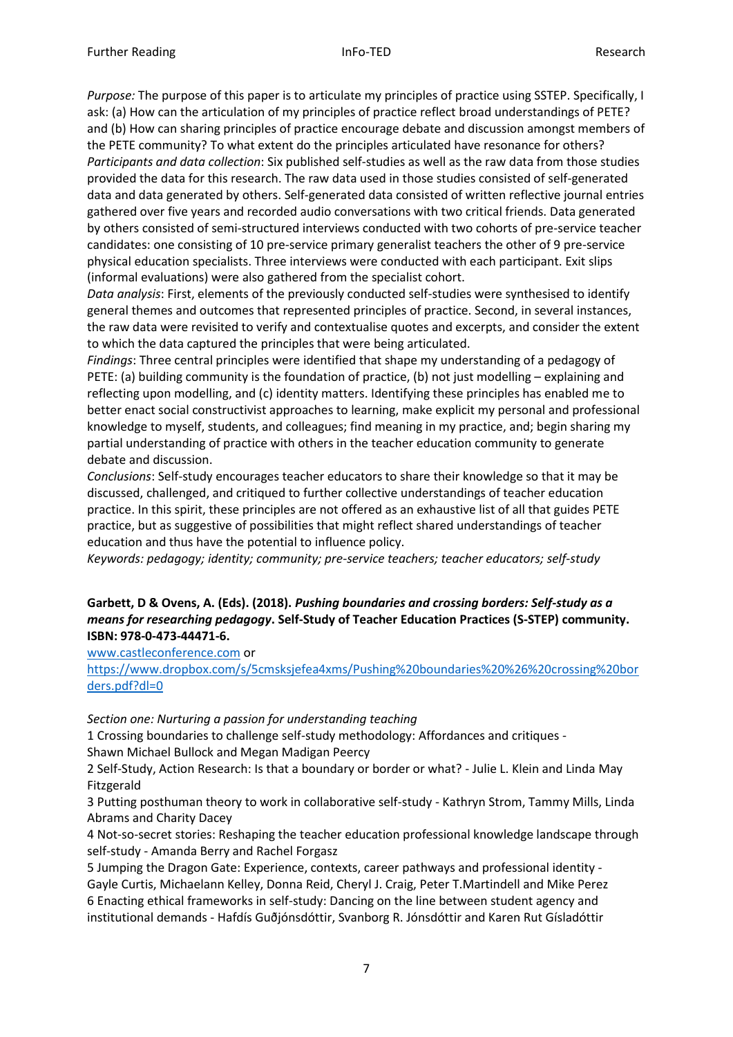*Purpose:* The purpose of this paper is to articulate my principles of practice using SSTEP. Specifically, I ask: (a) How can the articulation of my principles of practice reflect broad understandings of PETE? and (b) How can sharing principles of practice encourage debate and discussion amongst members of the PETE community? To what extent do the principles articulated have resonance for others?
*Participants and data collection*: Six published self-studies as well as the raw data from those studies provided the data for this research. The raw data used in those studies consisted of self-generated data and data generated by others. Self-generated data consisted of written reflective journal entries gathered over five years and recorded audio conversations with two critical friends. Data generated by others consisted of semi-structured interviews conducted with two cohorts of pre-service teacher candidates: one consisting of 10 pre-service primary generalist teachers the other of 9 pre-service physical education specialists. Three interviews were conducted with each participant. Exit slips (informal evaluations) were also gathered from the specialist cohort.
*Data analysis*: First, elements of the previously conducted self-studies were synthesised to identify general themes and outcomes that represented principles of practice. Second, in several instances, the raw data were revisited to verify and contextualise quotes and excerpts, and consider the extent to which the data captured the principles that were being articulated.
*Findings*: Three central principles were identified that shape my understanding of a pedagogy of PETE: (a) building community is the foundation of practice, (b) not just modelling – explaining and reflecting upon modelling, and (c) identity matters. Identifying these principles has enabled me to better enact social constructivist approaches to learning, make explicit my personal and professional knowledge to myself, students, and colleagues; find meaning in my practice, and; begin sharing my partial understanding of practice with others in the teacher education community to generate debate and discussion.
*Conclusions*: Self-study encourages teacher educators to share their knowledge so that it may be discussed, challenged, and critiqued to further collective understandings of teacher education practice. In this spirit, these principles are not offered as an exhaustive list of all that guides PETE practice, but as suggestive of possibilities that might reflect shared understandings of teacher education and thus have the potential to influence policy.
*Keywords: pedagogy; identity; community; pre-service teachers; teacher educators; self-study*

**Garbett, D & Ovens, A. (Eds). (2018).** ***Pushing boundaries and crossing borders: Self-study as a means for researching pedagogy*****. Self-Study of Teacher Education Practices (S-STEP) community. ISBN: 978-0-473-44471-6.**

[www.castleconference.com](http://www.castleconference.com) or
[https://www.dropbox.com/s/5cmsksjefea4xms/Pushing%20boundaries%20%26%20crossing%20borders.pdf?dl=0](https://www.dropbox.com/s/5cmsksjefea4xms/Pushing%20boundaries%20%26%20crossing%20borders.pdf?dl=0)

*Section one: Nurturing a passion for understanding teaching*

1 Crossing boundaries to challenge self-study methodology: Affordances and critiques - Shawn Michael Bullock and Megan Madigan Peercy
2 Self-Study, Action Research: Is that a boundary or border or what? - Julie L. Klein and Linda May Fitzgerald
3 Putting posthuman theory to work in collaborative self-study - Kathryn Strom, Tammy Mills, Linda Abrams and Charity Dacey
4 Not-so-secret stories: Reshaping the teacher education professional knowledge landscape through self-study - Amanda Berry and Rachel Forgasz
5 Jumping the Dragon Gate: Experience, contexts, career pathways and professional identity - Gayle Curtis, Michaelann Kelley, Donna Reid, Cheryl J. Craig, Peter T.Martindell and Mike Perez
6 Enacting ethical frameworks in self-study: Dancing on the line between student agency and institutional demands - Hafdís Guðjónsdóttir, Svanborg R. Jónsdóttir and Karen Rut Gísladóttir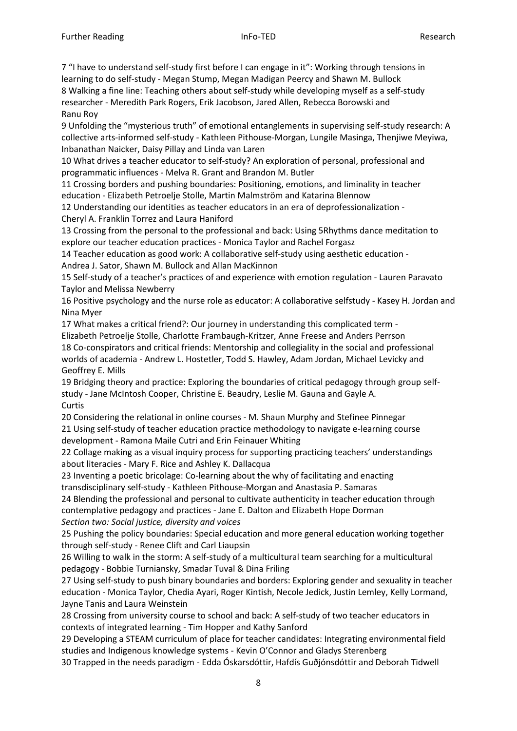7 “I have to understand self-study first before I can engage in it”: Working through tensions in learning to do self-study - Megan Stump, Megan Madigan Peercy and Shawn M. Bullock

8 Walking a fine line: Teaching others about self-study while developing myself as a self-study researcher - Meredith Park Rogers, Erik Jacobson, Jared Allen, Rebecca Borowski and Ranu Roy

9 Unfolding the “mysterious truth” of emotional entanglements in supervising self-study research: A collective arts-informed self-study - Kathleen Pithouse-Morgan, Lungile Masinga, Thenjiwe Meyiwa, Inbanathan Naicker, Daisy Pillay and Linda van Laren

10 What drives a teacher educator to self-study? An exploration of personal, professional and programmatic influences - Melva R. Grant and Brandon M. Butler

11 Crossing borders and pushing boundaries: Positioning, emotions, and liminality in teacher education - Elizabeth Petroelje Stolle, Martin Malmström and Katarina Blennow

12 Understanding our identities as teacher educators in an era of deprofessionalization - Cheryl A. Franklin Torrez and Laura Haniford

13 Crossing from the personal to the professional and back: Using 5Rhythms dance meditation to explore our teacher education practices - Monica Taylor and Rachel Forgasz

14 Teacher education as good work: A collaborative self-study using aesthetic education - Andrea J. Sator, Shawn M. Bullock and Allan MacKinnon

15 Self-study of a teacher’s practices of and experience with emotion regulation - Lauren Paravato Taylor and Melissa Newberry

16 Positive psychology and the nurse role as educator: A collaborative selfstudy - Kasey H. Jordan and Nina Myer

17 What makes a critical friend?: Our journey in understanding this complicated term - Elizabeth Petroelje Stolle, Charlotte Frambaugh-Kritzer, Anne Freese and Anders Perrson

18 Co-conspirators and critical friends: Mentorship and collegiality in the social and professional worlds of academia - Andrew L. Hostetler, Todd S. Hawley, Adam Jordan, Michael Levicky and Geoffrey E. Mills

19 Bridging theory and practice: Exploring the boundaries of critical pedagogy through group self-study - Jane McIntosh Cooper, Christine E. Beaudry, Leslie M. Gauna and Gayle A. Curtis

20 Considering the relational in online courses - M. Shaun Murphy and Stefinee Pinnegar

21 Using self-study of teacher education practice methodology to navigate e-learning course development - Ramona Maile Cutri and Erin Feinauer Whiting

22 Collage making as a visual inquiry process for supporting practicing teachers’ understandings about literacies - Mary F. Rice and Ashley K. Dallacqua

23 Inventing a poetic bricolage: Co-learning about the why of facilitating and enacting transdisciplinary self-study - Kathleen Pithouse-Morgan and Anastasia P. Samaras

24 Blending the professional and personal to cultivate authenticity in teacher education through contemplative pedagogy and practices - Jane E. Dalton and Elizabeth Hope Dorman

*Section two: Social justice, diversity and voices*

25 Pushing the policy boundaries: Special education and more general education working together through self-study - Renee Clift and Carl Liaupsin

26 Willing to walk in the storm: A self-study of a multicultural team searching for a multicultural pedagogy - Bobbie Turniansky, Smadar Tuval & Dina Friling

27 Using self-study to push binary boundaries and borders: Exploring gender and sexuality in teacher education - Monica Taylor, Chedia Ayari, Roger Kintish, Necole Jedick, Justin Lemley, Kelly Lormand, Jayne Tanis and Laura Weinstein

28 Crossing from university course to school and back: A self-study of two teacher educators in contexts of integrated learning - Tim Hopper and Kathy Sanford

29 Developing a STEAM curriculum of place for teacher candidates: Integrating environmental field studies and Indigenous knowledge systems - Kevin O’Connor and Gladys Sterenberg

30 Trapped in the needs paradigm - Edda Óskarsdóttir, Hafdís Guðjónsdóttir and Deborah Tidwell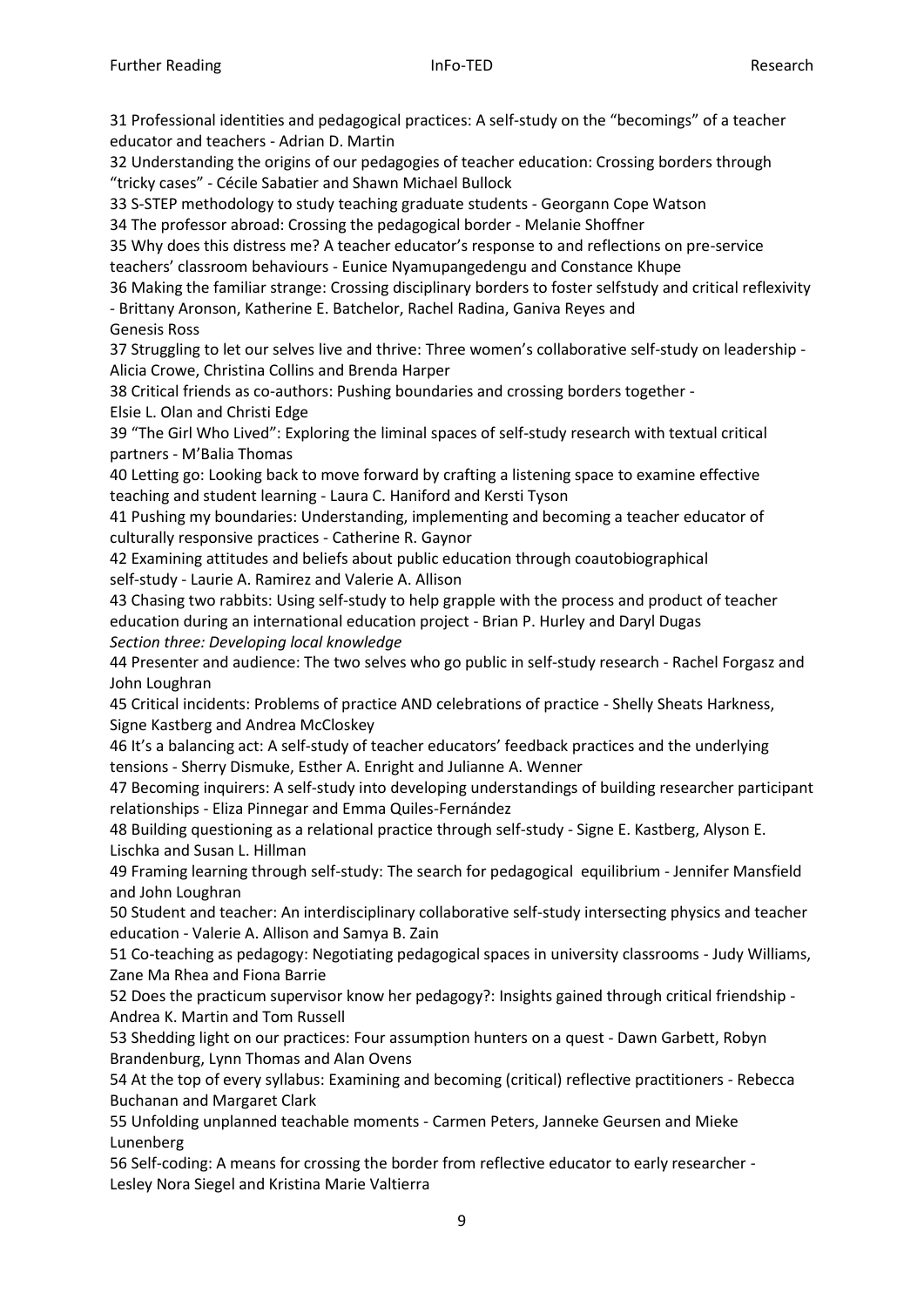31 Professional identities and pedagogical practices: A self-study on the "becomings" of a teacher educator and teachers - Adrian D. Martin

32 Understanding the origins of our pedagogies of teacher education: Crossing borders through "tricky cases" - Cécile Sabatier and Shawn Michael Bullock

33 S-STEP methodology to study teaching graduate students - Georgann Cope Watson

34 The professor abroad: Crossing the pedagogical border - Melanie Shoffner

35 Why does this distress me? A teacher educator's response to and reflections on pre-service teachers' classroom behaviours - Eunice Nyamupangedengu and Constance Khupe

36 Making the familiar strange: Crossing disciplinary borders to foster selfstudy and critical reflexivity - Brittany Aronson, Katherine E. Batchelor, Rachel Radina, Ganiva Reyes and Genesis Ross

37 Struggling to let our selves live and thrive: Three women's collaborative self-study on leadership - Alicia Crowe, Christina Collins and Brenda Harper

38 Critical friends as co-authors: Pushing boundaries and crossing borders together - Elsie L. Olan and Christi Edge

39 "The Girl Who Lived": Exploring the liminal spaces of self-study research with textual critical partners - M'Balia Thomas

40 Letting go: Looking back to move forward by crafting a listening space to examine effective teaching and student learning - Laura C. Haniford and Kersti Tyson

41 Pushing my boundaries: Understanding, implementing and becoming a teacher educator of culturally responsive practices - Catherine R. Gaynor

42 Examining attitudes and beliefs about public education through coautobiographical self-study - Laurie A. Ramirez and Valerie A. Allison

43 Chasing two rabbits: Using self-study to help grapple with the process and product of teacher education during an international education project - Brian P. Hurley and Daryl Dugas

*Section three: Developing local knowledge*

44 Presenter and audience: The two selves who go public in self-study research - Rachel Forgasz and John Loughran

45 Critical incidents: Problems of practice AND celebrations of practice - Shelly Sheats Harkness, Signe Kastberg and Andrea McCloskey

46 It's a balancing act: A self-study of teacher educators' feedback practices and the underlying tensions - Sherry Dismuke, Esther A. Enright and Julianne A. Wenner

47 Becoming inquirers: A self-study into developing understandings of building researcher participant relationships - Eliza Pinnegar and Emma Quiles-Fernández

48 Building questioning as a relational practice through self-study - Signe E. Kastberg, Alyson E. Lischka and Susan L. Hillman

49 Framing learning through self-study: The search for pedagogical equilibrium - Jennifer Mansfield and John Loughran

50 Student and teacher: An interdisciplinary collaborative self-study intersecting physics and teacher education - Valerie A. Allison and Samya B. Zain

51 Co-teaching as pedagogy: Negotiating pedagogical spaces in university classrooms - Judy Williams, Zane Ma Rhea and Fiona Barrie

52 Does the practicum supervisor know her pedagogy?: Insights gained through critical friendship - Andrea K. Martin and Tom Russell

53 Shedding light on our practices: Four assumption hunters on a quest - Dawn Garbett, Robyn Brandenburg, Lynn Thomas and Alan Ovens

54 At the top of every syllabus: Examining and becoming (critical) reflective practitioners - Rebecca Buchanan and Margaret Clark

55 Unfolding unplanned teachable moments - Carmen Peters, Janneke Geursen and Mieke Lunenberg

56 Self-coding: A means for crossing the border from reflective educator to early researcher - Lesley Nora Siegel and Kristina Marie Valtierra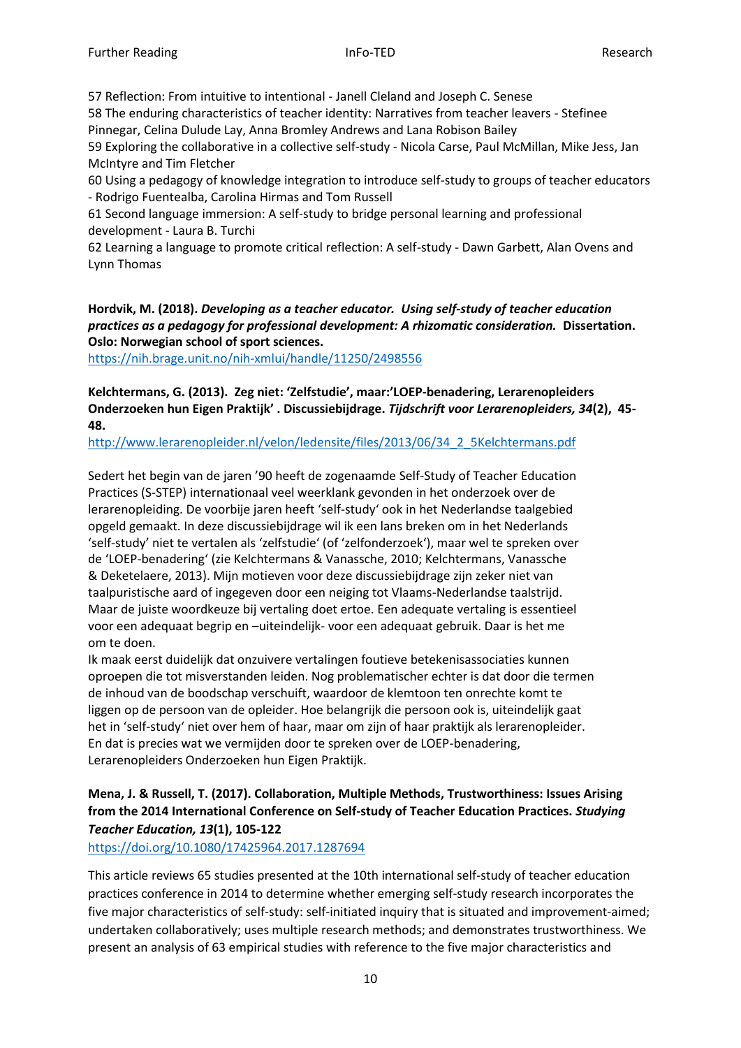57 Reflection: From intuitive to intentional - Janell Cleland and Joseph C. Senese
58 The enduring characteristics of teacher identity: Narratives from teacher leavers - Stefinee Pinnegar, Celina Dulude Lay, Anna Bromley Andrews and Lana Robison Bailey
59 Exploring the collaborative in a collective self-study - Nicola Carse, Paul McMillan, Mike Jess, Jan McIntyre and Tim Fletcher
60 Using a pedagogy of knowledge integration to introduce self-study to groups of teacher educators - Rodrigo Fuentealba, Carolina Hirmas and Tom Russell
61 Second language immersion: A self-study to bridge personal learning and professional development - Laura B. Turchi
62 Learning a language to promote critical reflection: A self-study - Dawn Garbett, Alan Ovens and Lynn Thomas

**Hordvik, M. (2018). *Developing as a teacher educator. Using self-study of teacher education practices as a pedagogy for professional development: A rhizomatic consideration.* Dissertation. Oslo: Norwegian school of sport sciences.**
https://nih.brage.unit.no/nih-xmlui/handle/11250/2498556

**Kelchtermans, G. (2013). Zeg niet: 'Zelfstudie', maar:'LOEP-benadering, Lerarenopleiders Onderzoeken hun Eigen Praktijk' . Discussiebijdrage. *Tijdschrift voor Lerarenopleiders, 34*(2), 45-48.**
http://www.lerarenopleider.nl/velon/ledensite/files/2013/06/34_2_5Kelchtermans.pdf

Sedert het begin van de jaren '90 heeft de zogenaamde Self-Study of Teacher Education Practices (S-STEP) internationaal veel weerklank gevonden in het onderzoek over de lerarenopleiding. De voorbije jaren heeft 'self-study' ook in het Nederlandse taalgebied opgeld gemaakt. In deze discussiebijdrage wil ik een lans breken om in het Nederlands 'self-study' niet te vertalen als 'zelfstudie' (of 'zelfonderzoek'), maar wel te spreken over de 'LOEP-benadering' (zie Kelchtermans & Vanassche, 2010; Kelchtermans, Vanassche & Deketelaere, 2013). Mijn motieven voor deze discussiebijdrage zijn zeker niet van taalpuristische aard of ingegeven door een neiging tot Vlaams-Nederlandse taalstrijd. Maar de juiste woordkeuze bij vertaling doet ertoe. Een adequate vertaling is essentieel voor een adequaat begrip en –uiteindelijk- voor een adequaat gebruik. Daar is het me om te doen.
Ik maak eerst duidelijk dat onzuivere vertalingen foutieve betekenisassociaties kunnen oproepen die tot misverstanden leiden. Nog problematischer echter is dat door die termen de inhoud van de boodschap verschuift, waardoor de klemtoon ten onrechte komt te liggen op de persoon van de opleider. Hoe belangrijk die persoon ook is, uiteindelijk gaat het in 'self-study' niet over hem of haar, maar om zijn of haar praktijk als lerarenopleider. En dat is precies wat we vermijden door te spreken over de LOEP-benadering, Lerarenopleiders Onderzoeken hun Eigen Praktijk.

**Mena, J. & Russell, T. (2017). Collaboration, Multiple Methods, Trustworthiness: Issues Arising from the 2014 International Conference on Self-study of Teacher Education Practices. *Studying Teacher Education, 13*(1), 105-122**
https://doi.org/10.1080/17425964.2017.1287694

This article reviews 65 studies presented at the 10th international self-study of teacher education practices conference in 2014 to determine whether emerging self-study research incorporates the five major characteristics of self-study: self-initiated inquiry that is situated and improvement-aimed; undertaken collaboratively; uses multiple research methods; and demonstrates trustworthiness. We present an analysis of 63 empirical studies with reference to the five major characteristics and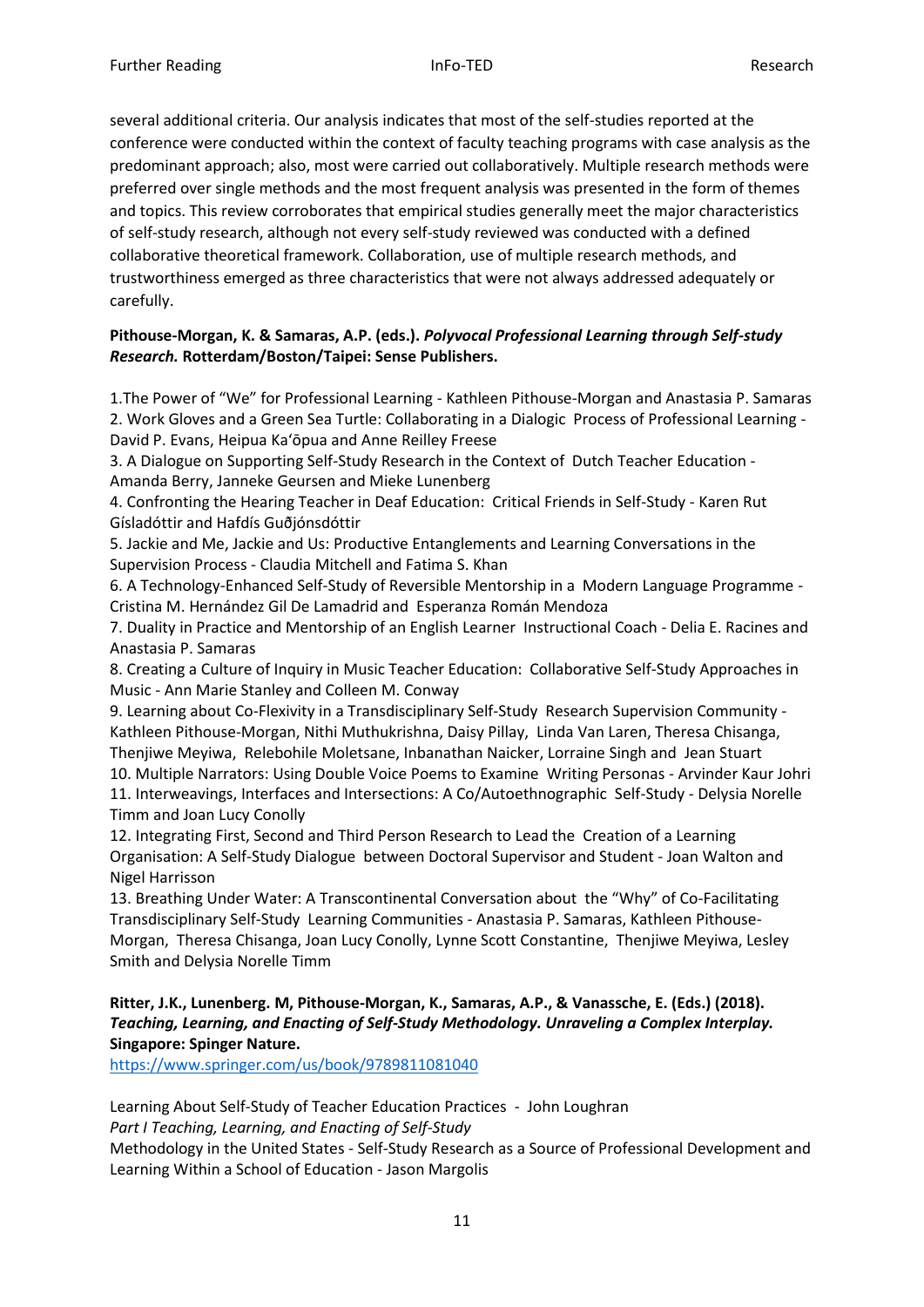several additional criteria. Our analysis indicates that most of the self-studies reported at the conference were conducted within the context of faculty teaching programs with case analysis as the predominant approach; also, most were carried out collaboratively. Multiple research methods were preferred over single methods and the most frequent analysis was presented in the form of themes and topics. This review corroborates that empirical studies generally meet the major characteristics of self-study research, although not every self-study reviewed was conducted with a defined collaborative theoretical framework. Collaboration, use of multiple research methods, and trustworthiness emerged as three characteristics that were not always addressed adequately or carefully.

**Pithouse-Morgan, K. & Samaras, A.P. (eds.). *Polyvocal Professional Learning through Self-study Research.* Rotterdam/Boston/Taipei: Sense Publishers.**

1.The Power of "We" for Professional Learning - Kathleen Pithouse-Morgan and Anastasia P. Samaras
2. Work Gloves and a Green Sea Turtle: Collaborating in a Dialogic Process of Professional Learning - David P. Evans, Heipua Ka'ōpua and Anne Reilley Freese
3. A Dialogue on Supporting Self-Study Research in the Context of Dutch Teacher Education - Amanda Berry, Janneke Geursen and Mieke Lunenberg
4. Confronting the Hearing Teacher in Deaf Education: Critical Friends in Self-Study - Karen Rut Gísladóttir and Hafdís Guðjónsdóttir
5. Jackie and Me, Jackie and Us: Productive Entanglements and Learning Conversations in the Supervision Process - Claudia Mitchell and Fatima S. Khan
6. A Technology-Enhanced Self-Study of Reversible Mentorship in a Modern Language Programme - Cristina M. Hernández Gil De Lamadrid and Esperanza Román Mendoza
7. Duality in Practice and Mentorship of an English Learner Instructional Coach - Delia E. Racines and Anastasia P. Samaras
8. Creating a Culture of Inquiry in Music Teacher Education: Collaborative Self-Study Approaches in Music - Ann Marie Stanley and Colleen M. Conway
9. Learning about Co-Flexivity in a Transdisciplinary Self-Study Research Supervision Community - Kathleen Pithouse-Morgan, Nithi Muthukrishna, Daisy Pillay, Linda Van Laren, Theresa Chisanga, Thenjiwe Meyiwa, Relebohile Moletsane, Inbanathan Naicker, Lorraine Singh and Jean Stuart
10. Multiple Narrators: Using Double Voice Poems to Examine Writing Personas - Arvinder Kaur Johri
11. Interweavings, Interfaces and Intersections: A Co/Autoethnographic Self-Study - Delysia Norelle Timm and Joan Lucy Conolly
12. Integrating First, Second and Third Person Research to Lead the Creation of a Learning Organisation: A Self-Study Dialogue between Doctoral Supervisor and Student - Joan Walton and Nigel Harrisson
13. Breathing Under Water: A Transcontinental Conversation about the "Why" of Co-Facilitating Transdisciplinary Self-Study Learning Communities - Anastasia P. Samaras, Kathleen Pithouse-Morgan, Theresa Chisanga, Joan Lucy Conolly, Lynne Scott Constantine, Thenjiwe Meyiwa, Lesley Smith and Delysia Norelle Timm

**Ritter, J.K., Lunenberg. M, Pithouse-Morgan, K., Samaras, A.P., & Vanassche, E. (Eds.) (2018). *Teaching, Learning, and Enacting of Self-Study Methodology. Unraveling a Complex Interplay.* Singapore: Spinger Nature.**
https://www.springer.com/us/book/9789811081040

Learning About Self-Study of Teacher Education Practices - John Loughran
*Part I Teaching, Learning, and Enacting of Self-Study*
Methodology in the United States - Self-Study Research as a Source of Professional Development and Learning Within a School of Education - Jason Margolis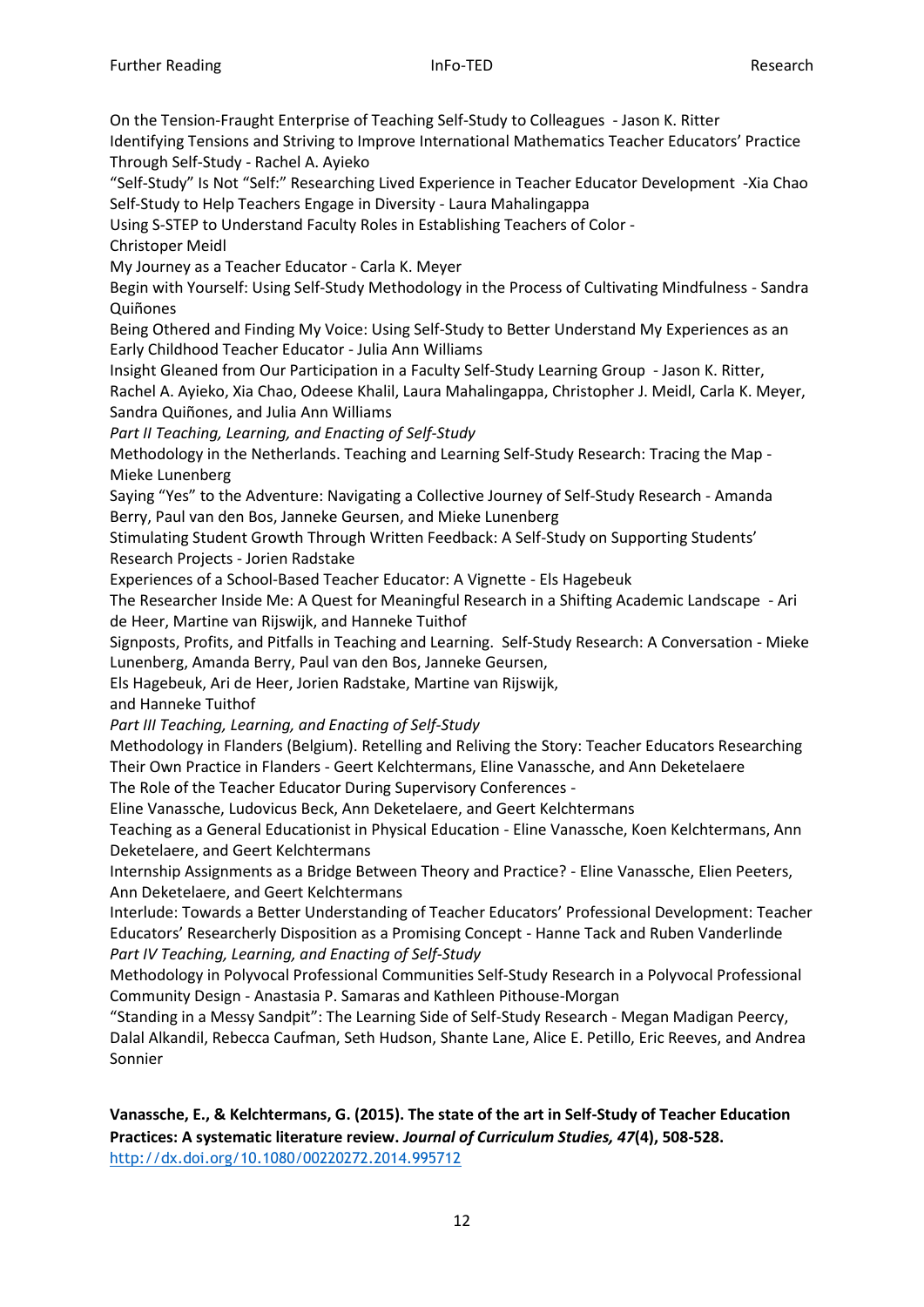On the Tension-Fraught Enterprise of Teaching Self-Study to Colleagues - Jason K. Ritter

Identifying Tensions and Striving to Improve International Mathematics Teacher Educators' Practice Through Self-Study - Rachel A. Ayieko

"Self-Study" Is Not "Self:" Researching Lived Experience in Teacher Educator Development -Xia Chao

Self-Study to Help Teachers Engage in Diversity - Laura Mahalingappa

Using S-STEP to Understand Faculty Roles in Establishing Teachers of Color - Christoper Meidl

My Journey as a Teacher Educator - Carla K. Meyer

Begin with Yourself: Using Self-Study Methodology in the Process of Cultivating Mindfulness - Sandra Quiñones

Being Othered and Finding My Voice: Using Self-Study to Better Understand My Experiences as an Early Childhood Teacher Educator - Julia Ann Williams

Insight Gleaned from Our Participation in a Faculty Self-Study Learning Group - Jason K. Ritter, Rachel A. Ayieko, Xia Chao, Odeese Khalil, Laura Mahalingappa, Christopher J. Meidl, Carla K. Meyer, Sandra Quiñones, and Julia Ann Williams

*Part II Teaching, Learning, and Enacting of Self-Study*

Methodology in the Netherlands. Teaching and Learning Self-Study Research: Tracing the Map - Mieke Lunenberg

Saying "Yes" to the Adventure: Navigating a Collective Journey of Self-Study Research - Amanda Berry, Paul van den Bos, Janneke Geursen, and Mieke Lunenberg

Stimulating Student Growth Through Written Feedback: A Self-Study on Supporting Students' Research Projects - Jorien Radstake

Experiences of a School-Based Teacher Educator: A Vignette - Els Hagebeuk

The Researcher Inside Me: A Quest for Meaningful Research in a Shifting Academic Landscape - Ari de Heer, Martine van Rijswijk, and Hanneke Tuithof

Signposts, Profits, and Pitfalls in Teaching and Learning. Self-Study Research: A Conversation - Mieke Lunenberg, Amanda Berry, Paul van den Bos, Janneke Geursen, Els Hagebeuk, Ari de Heer, Jorien Radstake, Martine van Rijswijk, and Hanneke Tuithof

*Part III Teaching, Learning, and Enacting of Self-Study*

Methodology in Flanders (Belgium). Retelling and Reliving the Story: Teacher Educators Researching Their Own Practice in Flanders - Geert Kelchtermans, Eline Vanassche, and Ann Deketelaere

The Role of the Teacher Educator During Supervisory Conferences - Eline Vanassche, Ludovicus Beck, Ann Deketelaere, and Geert Kelchtermans

Teaching as a General Educationist in Physical Education - Eline Vanassche, Koen Kelchtermans, Ann Deketelaere, and Geert Kelchtermans

Internship Assignments as a Bridge Between Theory and Practice? - Eline Vanassche, Elien Peeters, Ann Deketelaere, and Geert Kelchtermans

Interlude: Towards a Better Understanding of Teacher Educators' Professional Development: Teacher Educators' Researcherly Disposition as a Promising Concept - Hanne Tack and Ruben Vanderlinde

*Part IV Teaching, Learning, and Enacting of Self-Study*

Methodology in Polyvocal Professional Communities Self-Study Research in a Polyvocal Professional Community Design - Anastasia P. Samaras and Kathleen Pithouse-Morgan

"Standing in a Messy Sandpit": The Learning Side of Self-Study Research - Megan Madigan Peercy, Dalal Alkandil, Rebecca Caufman, Seth Hudson, Shante Lane, Alice E. Petillo, Eric Reeves, and Andrea Sonnier

**Vanassche, E., & Kelchtermans, G. (2015). The state of the art in Self-Study of Teacher Education Practices: A systematic literature review. *Journal of Curriculum Studies, 47*(4), 508-528.**
http://dx.doi.org/10.1080/00220272.2014.995712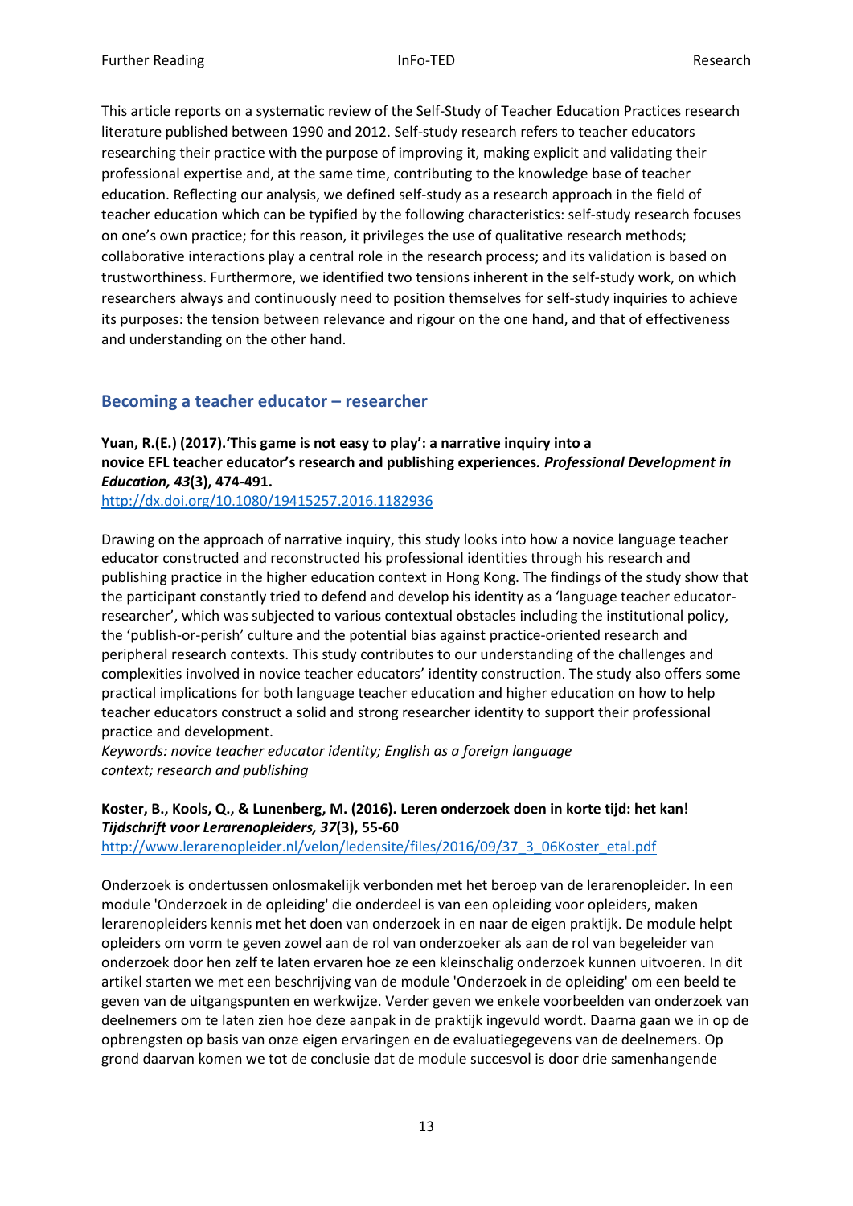This article reports on a systematic review of the Self-Study of Teacher Education Practices research literature published between 1990 and 2012. Self-study research refers to teacher educators researching their practice with the purpose of improving it, making explicit and validating their professional expertise and, at the same time, contributing to the knowledge base of teacher education. Reflecting our analysis, we defined self-study as a research approach in the field of teacher education which can be typified by the following characteristics: self-study research focuses on one's own practice; for this reason, it privileges the use of qualitative research methods; collaborative interactions play a central role in the research process; and its validation is based on trustworthiness. Furthermore, we identified two tensions inherent in the self-study work, on which researchers always and continuously need to position themselves for self-study inquiries to achieve its purposes: the tension between relevance and rigour on the one hand, and that of effectiveness and understanding on the other hand.

## Becoming a teacher educator – researcher

**Yuan, R.(E.) (2017).'This game is not easy to play': a narrative inquiry into a novice EFL teacher educator's research and publishing experiences. *Professional Development in Education, 43*(3), 474-491.**
http://dx.doi.org/10.1080/19415257.2016.1182936

Drawing on the approach of narrative inquiry, this study looks into how a novice language teacher educator constructed and reconstructed his professional identities through his research and publishing practice in the higher education context in Hong Kong. The findings of the study show that the participant constantly tried to defend and develop his identity as a 'language teacher educator-researcher', which was subjected to various contextual obstacles including the institutional policy, the 'publish-or-perish' culture and the potential bias against practice-oriented research and peripheral research contexts. This study contributes to our understanding of the challenges and complexities involved in novice teacher educators' identity construction. The study also offers some practical implications for both language teacher education and higher education on how to help teacher educators construct a solid and strong researcher identity to support their professional practice and development.
*Keywords: novice teacher educator identity; English as a foreign language context; research and publishing*

**Koster, B., Kools, Q., & Lunenberg, M. (2016). Leren onderzoek doen in korte tijd: het kan! *Tijdschrift voor Lerarenopleiders, 37*(3), 55-60**
http://www.lerarenopleider.nl/velon/ledensite/files/2016/09/37_3_06Koster_etal.pdf

Onderzoek is ondertussen onlosmakelijk verbonden met het beroep van de lerarenopleider. In een module 'Onderzoek in de opleiding' die onderdeel is van een opleiding voor opleiders, maken lerarenopleiders kennis met het doen van onderzoek in en naar de eigen praktijk. De module helpt opleiders om vorm te geven zowel aan de rol van onderzoeker als aan de rol van begeleider van onderzoek door hen zelf te laten ervaren hoe ze een kleinschalig onderzoek kunnen uitvoeren. In dit artikel starten we met een beschrijving van de module 'Onderzoek in de opleiding' om een beeld te geven van de uitgangspunten en werkwijze. Verder geven we enkele voorbeelden van onderzoek van deelnemers om te laten zien hoe deze aanpak in de praktijk ingevuld wordt. Daarna gaan we in op de opbrengsten op basis van onze eigen ervaringen en de evaluatiegegevens van de deelnemers. Op grond daarvan komen we tot de conclusie dat de module succesvol is door drie samenhangende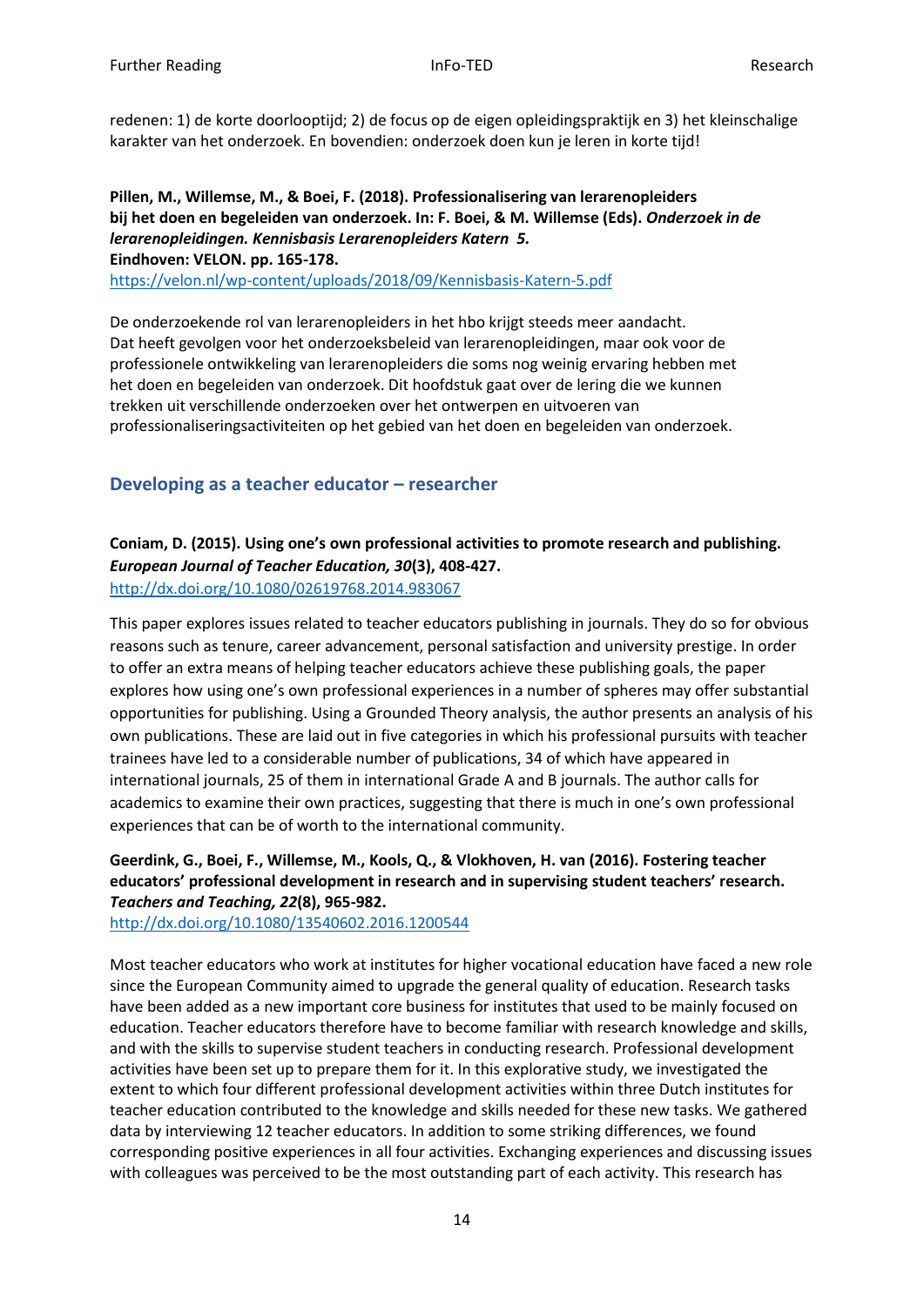redenen: 1) de korte doorlooptijd; 2) de focus op de eigen opleidingspraktijk en 3) het kleinschalige karakter van het onderzoek. En bovendien: onderzoek doen kun je leren in korte tijd!

**Pillen, M., Willemse, M., & Boei, F. (2018). Professionalisering van lerarenopleiders bij het doen en begeleiden van onderzoek. In: F. Boei, & M. Willemse (Eds). *Onderzoek in de lerarenopleidingen. Kennisbasis Lerarenopleiders Katern 5.* Eindhoven: VELON. pp. 165-178.**
https://velon.nl/wp-content/uploads/2018/09/Kennisbasis-Katern-5.pdf

De onderzoekende rol van lerarenopleiders in het hbo krijgt steeds meer aandacht. Dat heeft gevolgen voor het onderzoeksbeleid van lerarenopleidingen, maar ook voor de professionele ontwikkeling van lerarenopleiders die soms nog weinig ervaring hebben met het doen en begeleiden van onderzoek. Dit hoofdstuk gaat over de lering die we kunnen trekken uit verschillende onderzoeken over het ontwerpen en uitvoeren van professionaliseringsactiviteiten op het gebied van het doen en begeleiden van onderzoek.

## Developing as a teacher educator – researcher

**Coniam, D. (2015). Using one's own professional activities to promote research and publishing. *European Journal of Teacher Education, 30*(3), 408-427.**
http://dx.doi.org/10.1080/02619768.2014.983067

This paper explores issues related to teacher educators publishing in journals. They do so for obvious reasons such as tenure, career advancement, personal satisfaction and university prestige. In order to offer an extra means of helping teacher educators achieve these publishing goals, the paper explores how using one's own professional experiences in a number of spheres may offer substantial opportunities for publishing. Using a Grounded Theory analysis, the author presents an analysis of his own publications. These are laid out in five categories in which his professional pursuits with teacher trainees have led to a considerable number of publications, 34 of which have appeared in international journals, 25 of them in international Grade A and B journals. The author calls for academics to examine their own practices, suggesting that there is much in one's own professional experiences that can be of worth to the international community.

**Geerdink, G., Boei, F., Willemse, M., Kools, Q., & Vlokhoven, H. van (2016). Fostering teacher educators' professional development in research and in supervising student teachers' research. *Teachers and Teaching, 22*(8), 965-982.**
http://dx.doi.org/10.1080/13540602.2016.1200544

Most teacher educators who work at institutes for higher vocational education have faced a new role since the European Community aimed to upgrade the general quality of education. Research tasks have been added as a new important core business for institutes that used to be mainly focused on education. Teacher educators therefore have to become familiar with research knowledge and skills, and with the skills to supervise student teachers in conducting research. Professional development activities have been set up to prepare them for it. In this explorative study, we investigated the extent to which four different professional development activities within three Dutch institutes for teacher education contributed to the knowledge and skills needed for these new tasks. We gathered data by interviewing 12 teacher educators. In addition to some striking differences, we found corresponding positive experiences in all four activities. Exchanging experiences and discussing issues with colleagues was perceived to be the most outstanding part of each activity. This research has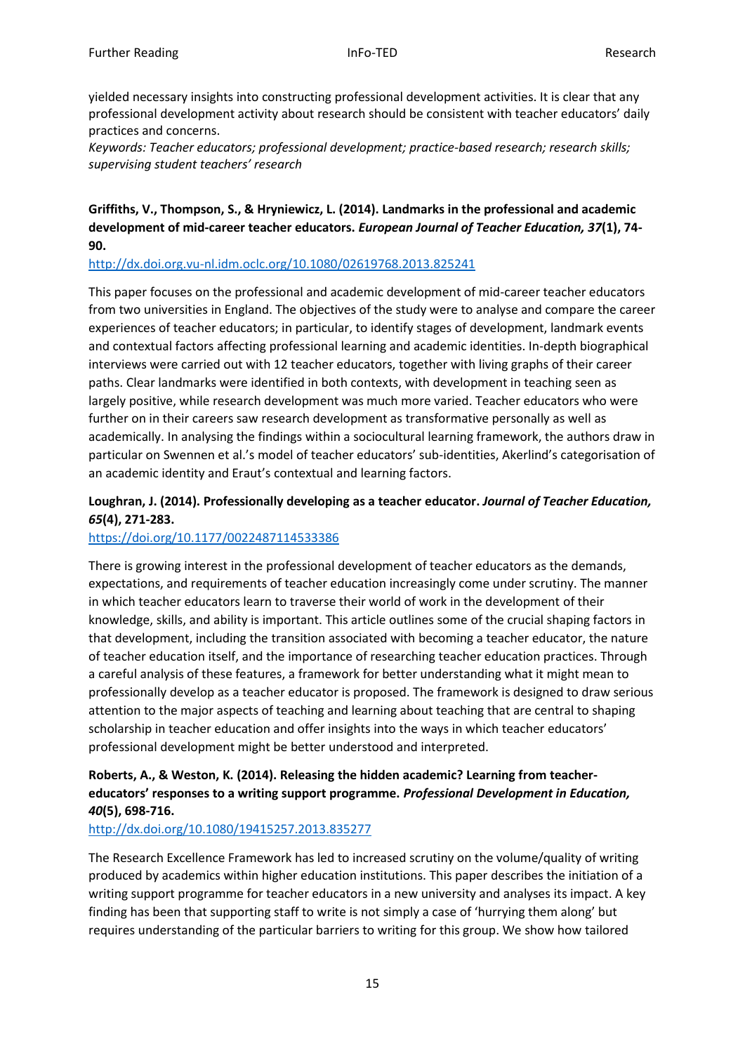yielded necessary insights into constructing professional development activities. It is clear that any professional development activity about research should be consistent with teacher educators' daily practices and concerns.
*Keywords: Teacher educators; professional development; practice-based research; research skills; supervising student teachers' research*

**Griffiths, V., Thompson, S., & Hryniewicz, L. (2014). Landmarks in the professional and academic development of mid-career teacher educators. *European Journal of Teacher Education, 37*(1), 74-90.**
http://dx.doi.org.vu-nl.idm.oclc.org/10.1080/02619768.2013.825241

This paper focuses on the professional and academic development of mid-career teacher educators from two universities in England. The objectives of the study were to analyse and compare the career experiences of teacher educators; in particular, to identify stages of development, landmark events and contextual factors affecting professional learning and academic identities. In-depth biographical interviews were carried out with 12 teacher educators, together with living graphs of their career paths. Clear landmarks were identified in both contexts, with development in teaching seen as largely positive, while research development was much more varied. Teacher educators who were further on in their careers saw research development as transformative personally as well as academically. In analysing the findings within a sociocultural learning framework, the authors draw in particular on Swennen et al.'s model of teacher educators' sub-identities, Akerlind's categorisation of an academic identity and Eraut's contextual and learning factors.

**Loughran, J. (2014). Professionally developing as a teacher educator. *Journal of Teacher Education, 65*(4), 271-283.**
https://doi.org/10.1177/0022487114533386

There is growing interest in the professional development of teacher educators as the demands, expectations, and requirements of teacher education increasingly come under scrutiny. The manner in which teacher educators learn to traverse their world of work in the development of their knowledge, skills, and ability is important. This article outlines some of the crucial shaping factors in that development, including the transition associated with becoming a teacher educator, the nature of teacher education itself, and the importance of researching teacher education practices. Through a careful analysis of these features, a framework for better understanding what it might mean to professionally develop as a teacher educator is proposed. The framework is designed to draw serious attention to the major aspects of teaching and learning about teaching that are central to shaping scholarship in teacher education and offer insights into the ways in which teacher educators' professional development might be better understood and interpreted.

**Roberts, A., & Weston, K. (2014). Releasing the hidden academic? Learning from teacher-educators' responses to a writing support programme. *Professional Development in Education, 40*(5), 698-716.**
http://dx.doi.org/10.1080/19415257.2013.835277

The Research Excellence Framework has led to increased scrutiny on the volume/quality of writing produced by academics within higher education institutions. This paper describes the initiation of a writing support programme for teacher educators in a new university and analyses its impact. A key finding has been that supporting staff to write is not simply a case of 'hurrying them along' but requires understanding of the particular barriers to writing for this group. We show how tailored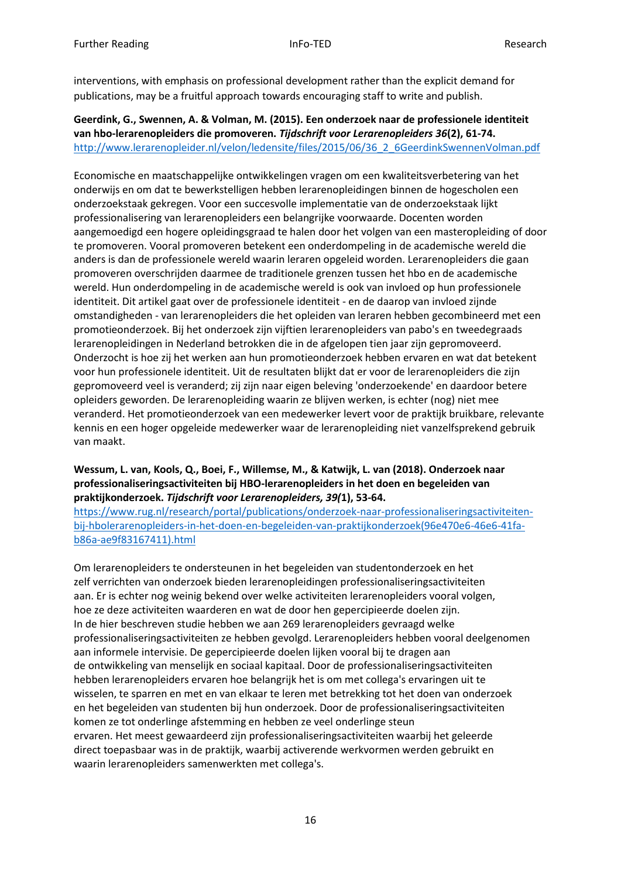interventions, with emphasis on professional development rather than the explicit demand for publications, may be a fruitful approach towards encouraging staff to write and publish.

**Geerdink, G., Swennen, A. & Volman, M. (2015). Een onderzoek naar de professionele identiteit van hbo-lerarenopleiders die promoveren. *Tijdschrift voor Lerarenopleiders 36*(2), 61-74.**
http://www.lerarenopleider.nl/velon/ledensite/files/2015/06/36_2_6GeerdinkSwennenVolman.pdf

Economische en maatschappelijke ontwikkelingen vragen om een kwaliteitsverbetering van het onderwijs en om dat te bewerkstelligen hebben lerarenopleidingen binnen de hogescholen een onderzoekstaak gekregen. Voor een succesvolle implementatie van de onderzoekstaak lijkt professionalisering van lerarenopleiders een belangrijke voorwaarde. Docenten worden aangemoedigd een hogere opleidingsgraad te halen door het volgen van een masteropleiding of door te promoveren. Vooral promoveren betekent een onderdompeling in de academische wereld die anders is dan de professionele wereld waarin leraren opgeleid worden. Lerarenopleiders die gaan promoveren overschrijden daarmee de traditionele grenzen tussen het hbo en de academische wereld. Hun onderdompeling in de academische wereld is ook van invloed op hun professionele identiteit. Dit artikel gaat over de professionele identiteit - en de daarop van invloed zijnde omstandigheden - van lerarenopleiders die het opleiden van leraren hebben gecombineerd met een promotieonderzoek. Bij het onderzoek zijn vijftien lerarenopleiders van pabo's en tweedegraads lerarenopleidingen in Nederland betrokken die in de afgelopen tien jaar zijn gepromoveerd. Onderzocht is hoe zij het werken aan hun promotieonderzoek hebben ervaren en wat dat betekent voor hun professionele identiteit. Uit de resultaten blijkt dat er voor de lerarenopleiders die zijn gepromoveerd veel is veranderd; zij zijn naar eigen beleving 'onderzoekende' en daardoor betere opleiders geworden. De lerarenopleiding waarin ze blijven werken, is echter (nog) niet mee veranderd. Het promotieonderzoek van een medewerker levert voor de praktijk bruikbare, relevante kennis en een hoger opgeleide medewerker waar de lerarenopleiding niet vanzelfsprekend gebruik van maakt.

**Wessum, L. van, Kools, Q., Boei, F., Willemse, M., & Katwijk, L. van (2018). Onderzoek naar professionaliseringsactiviteiten bij HBO-lerarenopleiders in het doen en begeleiden van praktijkonderzoek. *Tijdschrift voor Lerarenopleiders, 39(*1), 53-64.**
https://www.rug.nl/research/portal/publications/onderzoek-naar-professionaliseringsactiviteiten-bij-hbolerarenopleiders-in-het-doen-en-begeleiden-van-praktijkonderzoek(96e470e6-46e6-41fa-b86a-ae9f83167411).html

Om lerarenopleiders te ondersteunen in het begeleiden van studentonderzoek en het zelf verrichten van onderzoek bieden lerarenopleidingen professionaliseringsactiviteiten aan. Er is echter nog weinig bekend over welke activiteiten lerarenopleiders vooral volgen, hoe ze deze activiteiten waarderen en wat de door hen gepercipieerde doelen zijn. In de hier beschreven studie hebben we aan 269 lerarenopleiders gevraagd welke professionaliseringsactiviteiten ze hebben gevolgd. Lerarenopleiders hebben vooral deelgenomen aan informele intervisie. De gepercipieerde doelen lijken vooral bij te dragen aan de ontwikkeling van menselijk en sociaal kapitaal. Door de professionaliseringsactiviteiten hebben lerarenopleiders ervaren hoe belangrijk het is om met collega's ervaringen uit te wisselen, te sparren en met en van elkaar te leren met betrekking tot het doen van onderzoek en het begeleiden van studenten bij hun onderzoek. Door de professionaliseringsactiviteiten komen ze tot onderlinge afstemming en hebben ze veel onderlinge steun ervaren. Het meest gewaardeerd zijn professionaliseringsactiviteiten waarbij het geleerde direct toepasbaar was in de praktijk, waarbij activerende werkvormen werden gebruikt en waarin lerarenopleiders samenwerkten met collega's.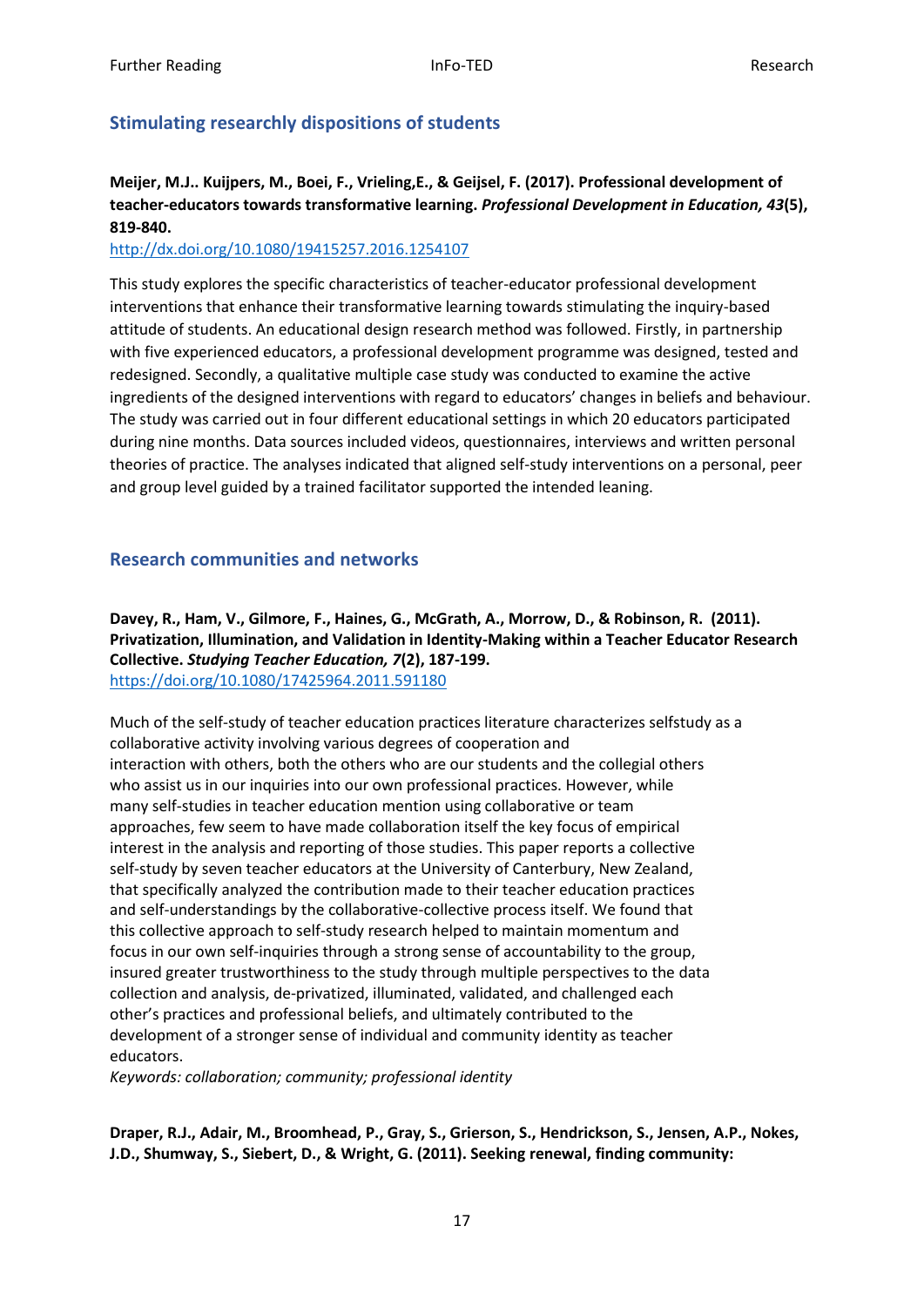## Stimulating researchly dispositions of students

**Meijer, M.J.. Kuijpers, M., Boei, F., Vrieling,E., & Geijsel, F. (2017). Professional development of teacher-educators towards transformative learning. *Professional Development in Education, 43*(5), 819-840.**
http://dx.doi.org/10.1080/19415257.2016.1254107

This study explores the specific characteristics of teacher-educator professional development interventions that enhance their transformative learning towards stimulating the inquiry-based attitude of students. An educational design research method was followed. Firstly, in partnership with five experienced educators, a professional development programme was designed, tested and redesigned. Secondly, a qualitative multiple case study was conducted to examine the active ingredients of the designed interventions with regard to educators' changes in beliefs and behaviour. The study was carried out in four different educational settings in which 20 educators participated during nine months. Data sources included videos, questionnaires, interviews and written personal theories of practice. The analyses indicated that aligned self-study interventions on a personal, peer and group level guided by a trained facilitator supported the intended leaning.

## Research communities and networks

**Davey, R., Ham, V., Gilmore, F., Haines, G., McGrath, A., Morrow, D., & Robinson, R. (2011). Privatization, Illumination, and Validation in Identity-Making within a Teacher Educator Research Collective. *Studying Teacher Education, 7*(2), 187-199.**
https://doi.org/10.1080/17425964.2011.591180

Much of the self-study of teacher education practices literature characterizes selfstudy as a collaborative activity involving various degrees of cooperation and interaction with others, both the others who are our students and the collegial others who assist us in our inquiries into our own professional practices. However, while many self-studies in teacher education mention using collaborative or team approaches, few seem to have made collaboration itself the key focus of empirical interest in the analysis and reporting of those studies. This paper reports a collective self-study by seven teacher educators at the University of Canterbury, New Zealand, that specifically analyzed the contribution made to their teacher education practices and self-understandings by the collaborative-collective process itself. We found that this collective approach to self-study research helped to maintain momentum and focus in our own self-inquiries through a strong sense of accountability to the group, insured greater trustworthiness to the study through multiple perspectives to the data collection and analysis, de-privatized, illuminated, validated, and challenged each other's practices and professional beliefs, and ultimately contributed to the development of a stronger sense of individual and community identity as teacher educators.
*Keywords: collaboration; community; professional identity*

**Draper, R.J., Adair, M., Broomhead, P., Gray, S., Grierson, S., Hendrickson, S., Jensen, A.P., Nokes, J.D., Shumway, S., Siebert, D., & Wright, G. (2011). Seeking renewal, finding community:**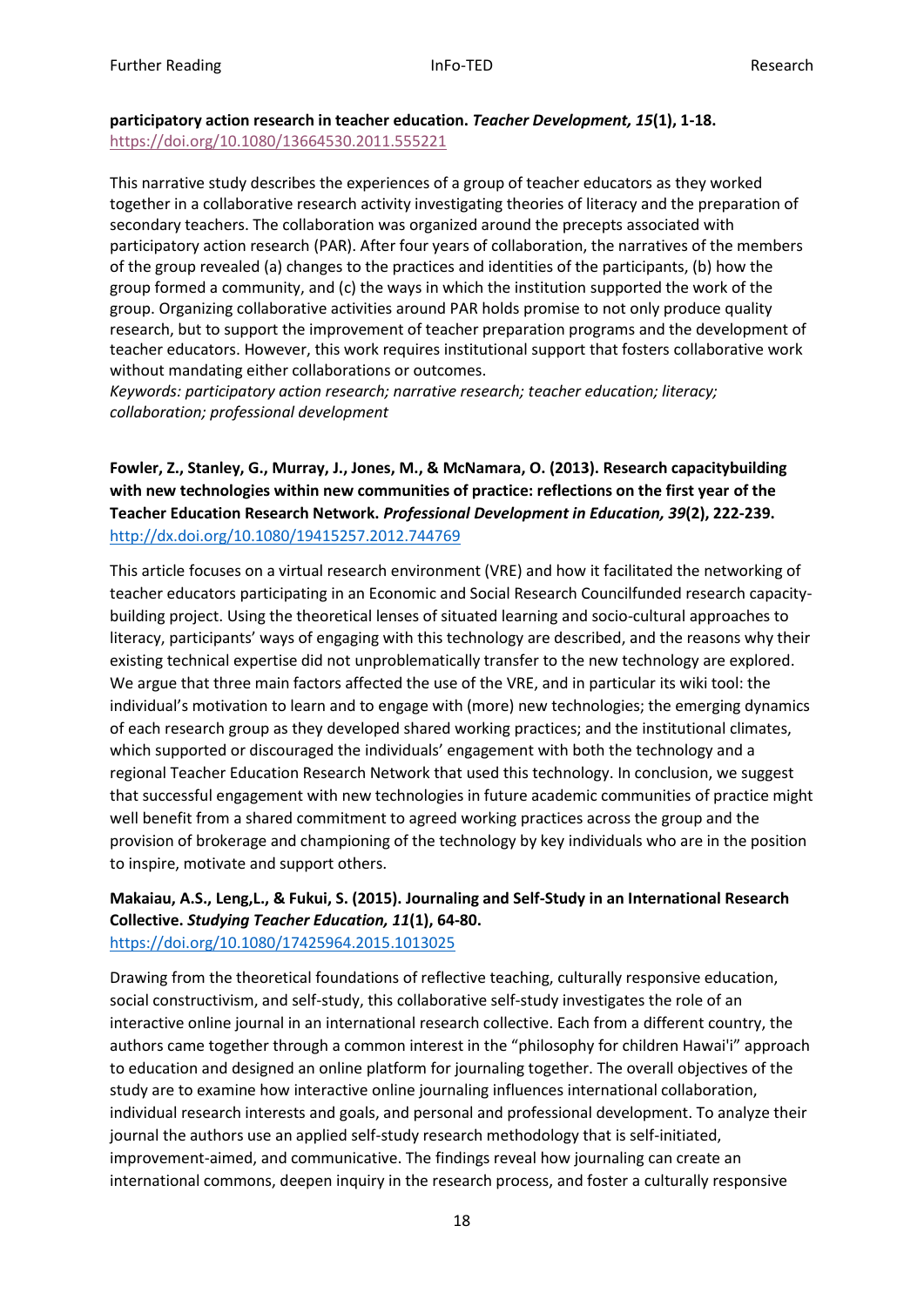**participatory action research in teacher education.** ***Teacher Development, 15*****(1), 1-18.**
https://doi.org/10.1080/13664530.2011.555221

This narrative study describes the experiences of a group of teacher educators as they worked together in a collaborative research activity investigating theories of literacy and the preparation of secondary teachers. The collaboration was organized around the precepts associated with participatory action research (PAR). After four years of collaboration, the narratives of the members of the group revealed (a) changes to the practices and identities of the participants, (b) how the group formed a community, and (c) the ways in which the institution supported the work of the group. Organizing collaborative activities around PAR holds promise to not only produce quality research, but to support the improvement of teacher preparation programs and the development of teacher educators. However, this work requires institutional support that fosters collaborative work without mandating either collaborations or outcomes.
*Keywords: participatory action research; narrative research; teacher education; literacy; collaboration; professional development*

**Fowler, Z., Stanley, G., Murray, J., Jones, M., & McNamara, O. (2013). Research capacitybuilding with new technologies within new communities of practice: reflections on the first year of the Teacher Education Research Network.** ***Professional Development in Education, 39*****(2), 222-239.**
http://dx.doi.org/10.1080/19415257.2012.744769

This article focuses on a virtual research environment (VRE) and how it facilitated the networking of teacher educators participating in an Economic and Social Research Councilfunded research capacity-building project. Using the theoretical lenses of situated learning and socio-cultural approaches to literacy, participants' ways of engaging with this technology are described, and the reasons why their existing technical expertise did not unproblematically transfer to the new technology are explored. We argue that three main factors affected the use of the VRE, and in particular its wiki tool: the individual's motivation to learn and to engage with (more) new technologies; the emerging dynamics of each research group as they developed shared working practices; and the institutional climates, which supported or discouraged the individuals' engagement with both the technology and a regional Teacher Education Research Network that used this technology. In conclusion, we suggest that successful engagement with new technologies in future academic communities of practice might well benefit from a shared commitment to agreed working practices across the group and the provision of brokerage and championing of the technology by key individuals who are in the position to inspire, motivate and support others.

**Makaiau, A.S., Leng,L., & Fukui, S. (2015). Journaling and Self-Study in an International Research Collective.** ***Studying Teacher Education, 11*****(1), 64-80.**
https://doi.org/10.1080/17425964.2015.1013025

Drawing from the theoretical foundations of reflective teaching, culturally responsive education, social constructivism, and self-study, this collaborative self-study investigates the role of an interactive online journal in an international research collective. Each from a different country, the authors came together through a common interest in the "philosophy for children Hawai'i" approach to education and designed an online platform for journaling together. The overall objectives of the study are to examine how interactive online journaling influences international collaboration, individual research interests and goals, and personal and professional development. To analyze their journal the authors use an applied self-study research methodology that is self-initiated, improvement-aimed, and communicative. The findings reveal how journaling can create an international commons, deepen inquiry in the research process, and foster a culturally responsive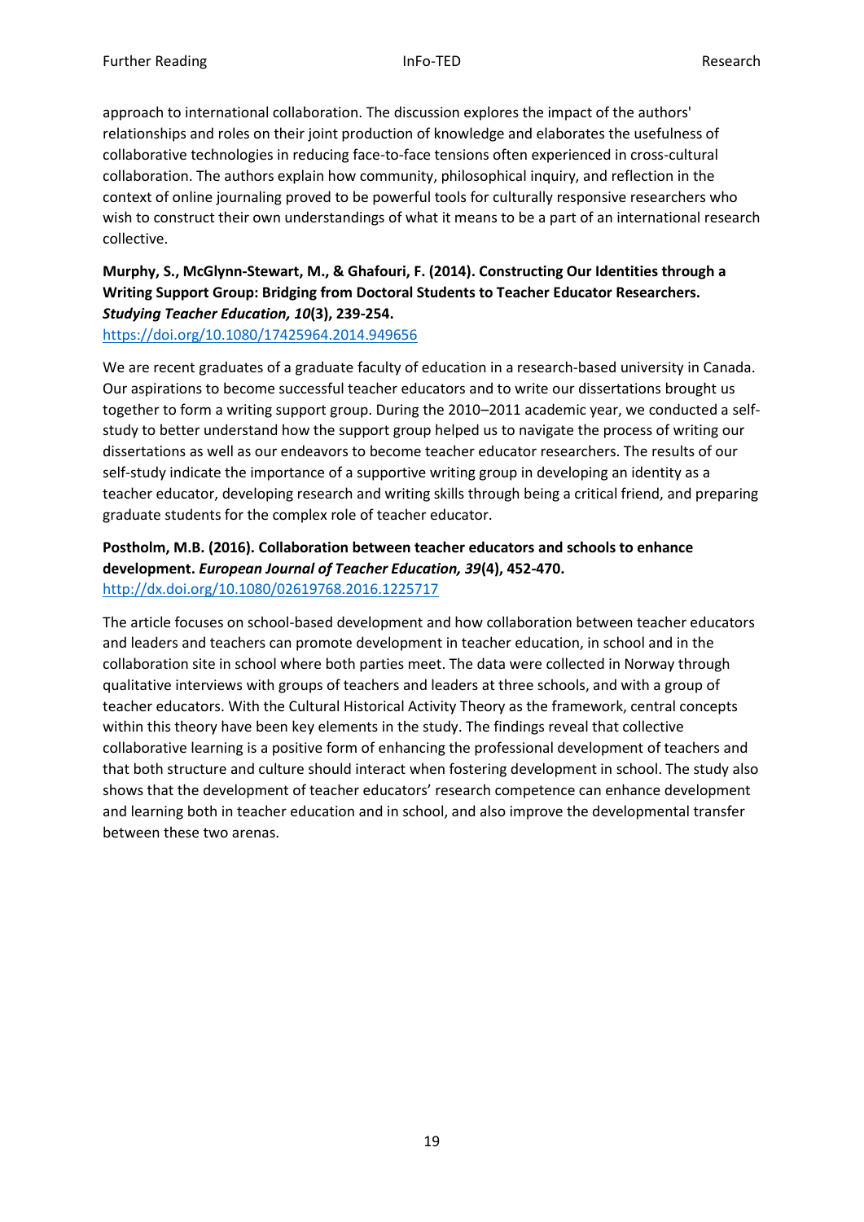approach to international collaboration. The discussion explores the impact of the authors' relationships and roles on their joint production of knowledge and elaborates the usefulness of collaborative technologies in reducing face-to-face tensions often experienced in cross-cultural collaboration. The authors explain how community, philosophical inquiry, and reflection in the context of online journaling proved to be powerful tools for culturally responsive researchers who wish to construct their own understandings of what it means to be a part of an international research collective.

**Murphy, S., McGlynn-Stewart, M., & Ghafouri, F. (2014). Constructing Our Identities through a Writing Support Group: Bridging from Doctoral Students to Teacher Educator Researchers. *Studying Teacher Education, 10*(3), 239-254.**
https://doi.org/10.1080/17425964.2014.949656

We are recent graduates of a graduate faculty of education in a research-based university in Canada. Our aspirations to become successful teacher educators and to write our dissertations brought us together to form a writing support group. During the 2010–2011 academic year, we conducted a self-study to better understand how the support group helped us to navigate the process of writing our dissertations as well as our endeavors to become teacher educator researchers. The results of our self-study indicate the importance of a supportive writing group in developing an identity as a teacher educator, developing research and writing skills through being a critical friend, and preparing graduate students for the complex role of teacher educator.

**Postholm, M.B. (2016). Collaboration between teacher educators and schools to enhance development. *European Journal of Teacher Education, 39*(4), 452-470.**
http://dx.doi.org/10.1080/02619768.2016.1225717

The article focuses on school-based development and how collaboration between teacher educators and leaders and teachers can promote development in teacher education, in school and in the collaboration site in school where both parties meet. The data were collected in Norway through qualitative interviews with groups of teachers and leaders at three schools, and with a group of teacher educators. With the Cultural Historical Activity Theory as the framework, central concepts within this theory have been key elements in the study. The findings reveal that collective collaborative learning is a positive form of enhancing the professional development of teachers and that both structure and culture should interact when fostering development in school. The study also shows that the development of teacher educators' research competence can enhance development and learning both in teacher education and in school, and also improve the developmental transfer between these two arenas.